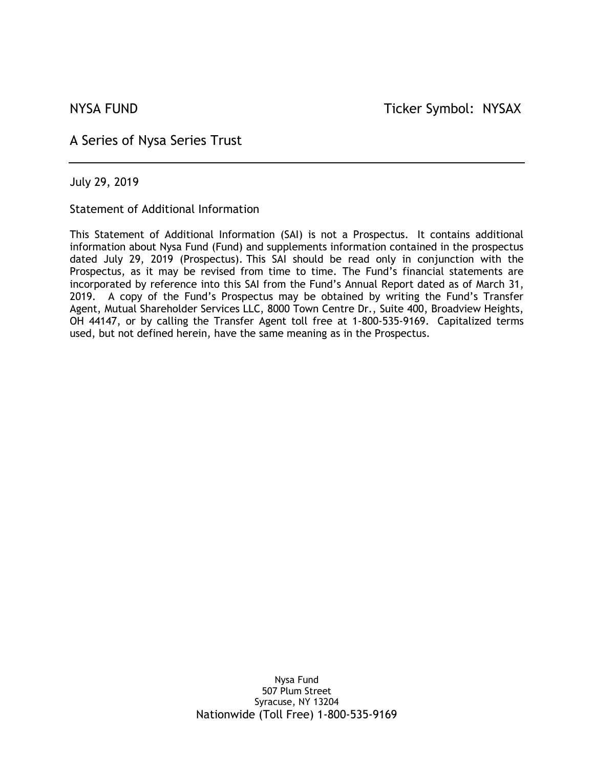NYSA FUND Ticker Symbol: NYSAX

A Series of Nysa Series Trust

---

July 29, 2019

Statement of Additional Information

This Statement of Additional Information (SAI) is not a Prospectus. It contains additional information about Nysa Fund (Fund) and supplements information contained in the prospectus dated July 29, 2019 (Prospectus). This SAI should be read only in conjunction with the Prospectus, as it may be revised from time to time. The Fund's financial statements are incorporated by reference into this SAI from the Fund's Annual Report dated as of March 31, 2019. A copy of the Fund's Prospectus may be obtained by writing the Fund's Transfer Agent, Mutual Shareholder Services LLC, 8000 Town Centre Dr., Suite 400, Broadview Heights, OH 44147, or by calling the Transfer Agent toll free at 1-800-535-9169. Capitalized terms used, but not defined herein, have the same meaning as in the Prospectus.

Nysa Fund
507 Plum Street
Syracuse, NY 13204
Nationwide (Toll Free) 1-800-535-9169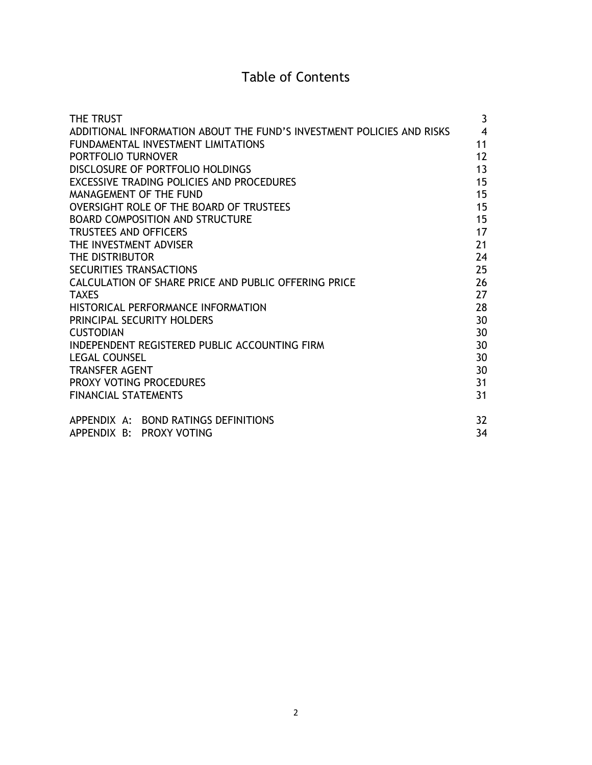# Table of Contents

| | |
|---|---|
| THE TRUST | 3 |
| ADDITIONAL INFORMATION ABOUT THE FUND'S INVESTMENT POLICIES AND RISKS | 4 |
| FUNDAMENTAL INVESTMENT LIMITATIONS | 11 |
| PORTFOLIO TURNOVER | 12 |
| DISCLOSURE OF PORTFOLIO HOLDINGS | 13 |
| EXCESSIVE TRADING POLICIES AND PROCEDURES | 15 |
| MANAGEMENT OF THE FUND | 15 |
| OVERSIGHT ROLE OF THE BOARD OF TRUSTEES | 15 |
| BOARD COMPOSITION AND STRUCTURE | 15 |
| TRUSTEES AND OFFICERS | 17 |
| THE INVESTMENT ADVISER | 21 |
| THE DISTRIBUTOR | 24 |
| SECURITIES TRANSACTIONS | 25 |
| CALCULATION OF SHARE PRICE AND PUBLIC OFFERING PRICE | 26 |
| TAXES | 27 |
| HISTORICAL PERFORMANCE INFORMATION | 28 |
| PRINCIPAL SECURITY HOLDERS | 30 |
| CUSTODIAN | 30 |
| INDEPENDENT REGISTERED PUBLIC ACCOUNTING FIRM | 30 |
| LEGAL COUNSEL | 30 |
| TRANSFER AGENT | 30 |
| PROXY VOTING PROCEDURES | 31 |
| FINANCIAL STATEMENTS | 31 |
| APPENDIX A: BOND RATINGS DEFINITIONS | 32 |
| APPENDIX B: PROXY VOTING | 34 |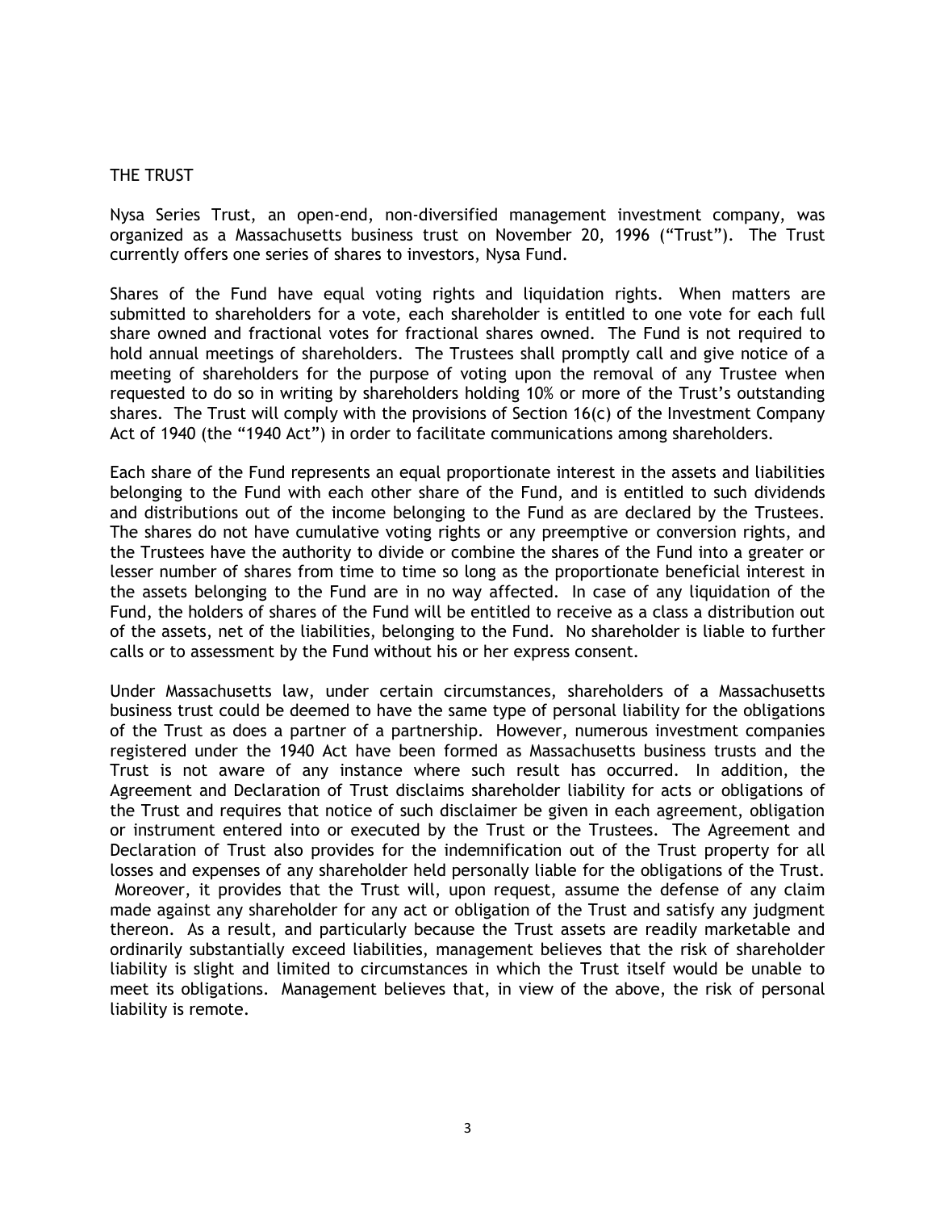## THE TRUST

Nysa Series Trust, an open-end, non-diversified management investment company, was organized as a Massachusetts business trust on November 20, 1996 ("Trust"). The Trust currently offers one series of shares to investors, Nysa Fund.

Shares of the Fund have equal voting rights and liquidation rights. When matters are submitted to shareholders for a vote, each shareholder is entitled to one vote for each full share owned and fractional votes for fractional shares owned. The Fund is not required to hold annual meetings of shareholders. The Trustees shall promptly call and give notice of a meeting of shareholders for the purpose of voting upon the removal of any Trustee when requested to do so in writing by shareholders holding 10% or more of the Trust's outstanding shares. The Trust will comply with the provisions of Section 16(c) of the Investment Company Act of 1940 (the "1940 Act") in order to facilitate communications among shareholders.

Each share of the Fund represents an equal proportionate interest in the assets and liabilities belonging to the Fund with each other share of the Fund, and is entitled to such dividends and distributions out of the income belonging to the Fund as are declared by the Trustees. The shares do not have cumulative voting rights or any preemptive or conversion rights, and the Trustees have the authority to divide or combine the shares of the Fund into a greater or lesser number of shares from time to time so long as the proportionate beneficial interest in the assets belonging to the Fund are in no way affected. In case of any liquidation of the Fund, the holders of shares of the Fund will be entitled to receive as a class a distribution out of the assets, net of the liabilities, belonging to the Fund. No shareholder is liable to further calls or to assessment by the Fund without his or her express consent.

Under Massachusetts law, under certain circumstances, shareholders of a Massachusetts business trust could be deemed to have the same type of personal liability for the obligations of the Trust as does a partner of a partnership. However, numerous investment companies registered under the 1940 Act have been formed as Massachusetts business trusts and the Trust is not aware of any instance where such result has occurred. In addition, the Agreement and Declaration of Trust disclaims shareholder liability for acts or obligations of the Trust and requires that notice of such disclaimer be given in each agreement, obligation or instrument entered into or executed by the Trust or the Trustees. The Agreement and Declaration of Trust also provides for the indemnification out of the Trust property for all losses and expenses of any shareholder held personally liable for the obligations of the Trust. Moreover, it provides that the Trust will, upon request, assume the defense of any claim made against any shareholder for any act or obligation of the Trust and satisfy any judgment thereon. As a result, and particularly because the Trust assets are readily marketable and ordinarily substantially exceed liabilities, management believes that the risk of shareholder liability is slight and limited to circumstances in which the Trust itself would be unable to meet its obligations. Management believes that, in view of the above, the risk of personal liability is remote.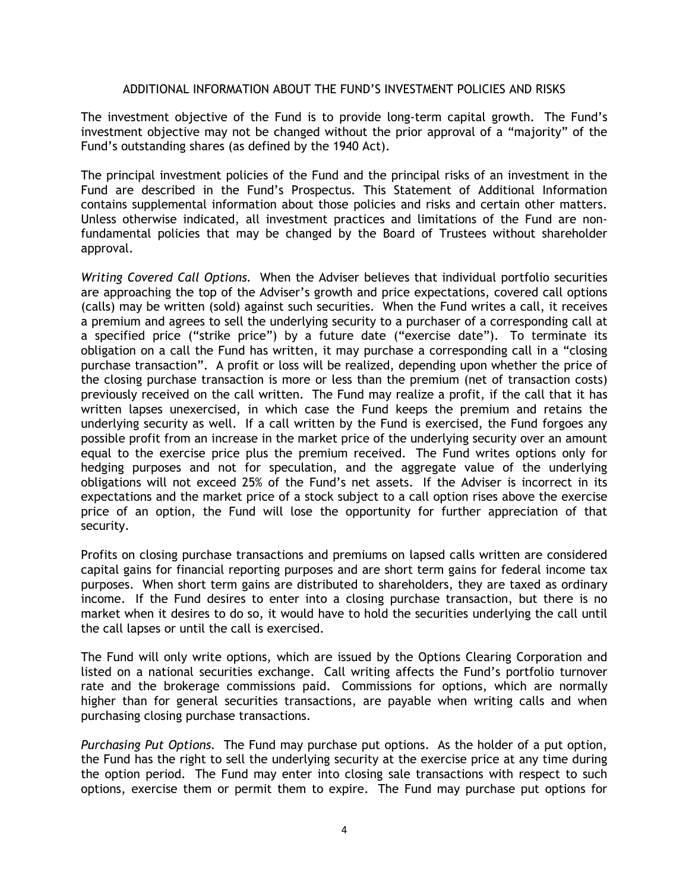## ADDITIONAL INFORMATION ABOUT THE FUND'S INVESTMENT POLICIES AND RISKS

The investment objective of the Fund is to provide long-term capital growth. The Fund's investment objective may not be changed without the prior approval of a "majority" of the Fund's outstanding shares (as defined by the 1940 Act).

The principal investment policies of the Fund and the principal risks of an investment in the Fund are described in the Fund's Prospectus. This Statement of Additional Information contains supplemental information about those policies and risks and certain other matters. Unless otherwise indicated, all investment practices and limitations of the Fund are non-fundamental policies that may be changed by the Board of Trustees without shareholder approval.

*Writing Covered Call Options.* When the Adviser believes that individual portfolio securities are approaching the top of the Adviser's growth and price expectations, covered call options (calls) may be written (sold) against such securities. When the Fund writes a call, it receives a premium and agrees to sell the underlying security to a purchaser of a corresponding call at a specified price ("strike price") by a future date ("exercise date"). To terminate its obligation on a call the Fund has written, it may purchase a corresponding call in a "closing purchase transaction". A profit or loss will be realized, depending upon whether the price of the closing purchase transaction is more or less than the premium (net of transaction costs) previously received on the call written. The Fund may realize a profit, if the call that it has written lapses unexercised, in which case the Fund keeps the premium and retains the underlying security as well. If a call written by the Fund is exercised, the Fund forgoes any possible profit from an increase in the market price of the underlying security over an amount equal to the exercise price plus the premium received. The Fund writes options only for hedging purposes and not for speculation, and the aggregate value of the underlying obligations will not exceed 25% of the Fund's net assets. If the Adviser is incorrect in its expectations and the market price of a stock subject to a call option rises above the exercise price of an option, the Fund will lose the opportunity for further appreciation of that security.

Profits on closing purchase transactions and premiums on lapsed calls written are considered capital gains for financial reporting purposes and are short term gains for federal income tax purposes. When short term gains are distributed to shareholders, they are taxed as ordinary income. If the Fund desires to enter into a closing purchase transaction, but there is no market when it desires to do so, it would have to hold the securities underlying the call until the call lapses or until the call is exercised.

The Fund will only write options, which are issued by the Options Clearing Corporation and listed on a national securities exchange. Call writing affects the Fund's portfolio turnover rate and the brokerage commissions paid. Commissions for options, which are normally higher than for general securities transactions, are payable when writing calls and when purchasing closing purchase transactions.

*Purchasing Put Options.* The Fund may purchase put options. As the holder of a put option, the Fund has the right to sell the underlying security at the exercise price at any time during the option period. The Fund may enter into closing sale transactions with respect to such options, exercise them or permit them to expire. The Fund may purchase put options for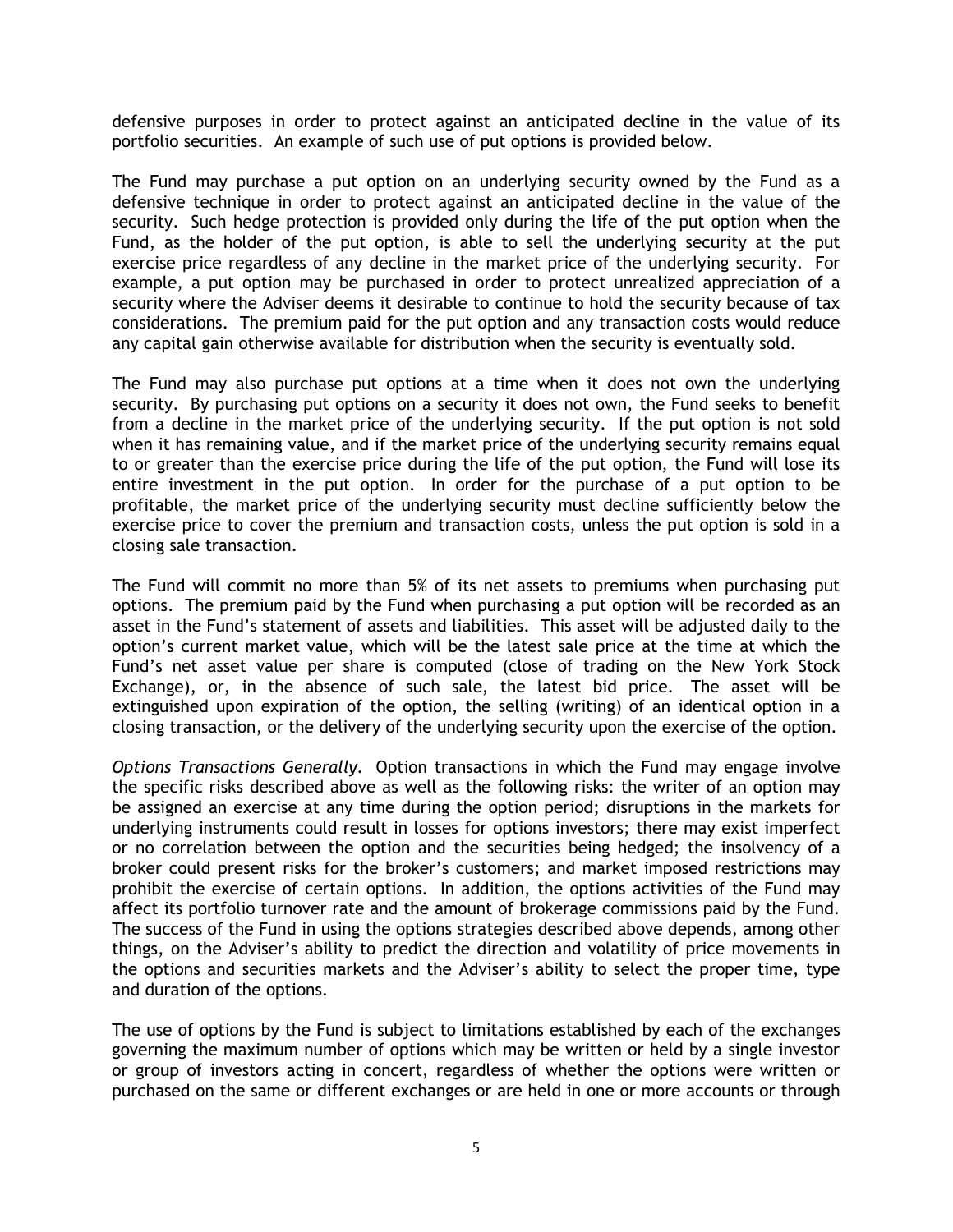defensive purposes in order to protect against an anticipated decline in the value of its portfolio securities. An example of such use of put options is provided below.

The Fund may purchase a put option on an underlying security owned by the Fund as a defensive technique in order to protect against an anticipated decline in the value of the security. Such hedge protection is provided only during the life of the put option when the Fund, as the holder of the put option, is able to sell the underlying security at the put exercise price regardless of any decline in the market price of the underlying security. For example, a put option may be purchased in order to protect unrealized appreciation of a security where the Adviser deems it desirable to continue to hold the security because of tax considerations. The premium paid for the put option and any transaction costs would reduce any capital gain otherwise available for distribution when the security is eventually sold.

The Fund may also purchase put options at a time when it does not own the underlying security. By purchasing put options on a security it does not own, the Fund seeks to benefit from a decline in the market price of the underlying security. If the put option is not sold when it has remaining value, and if the market price of the underlying security remains equal to or greater than the exercise price during the life of the put option, the Fund will lose its entire investment in the put option. In order for the purchase of a put option to be profitable, the market price of the underlying security must decline sufficiently below the exercise price to cover the premium and transaction costs, unless the put option is sold in a closing sale transaction.

The Fund will commit no more than 5% of its net assets to premiums when purchasing put options. The premium paid by the Fund when purchasing a put option will be recorded as an asset in the Fund's statement of assets and liabilities. This asset will be adjusted daily to the option's current market value, which will be the latest sale price at the time at which the Fund's net asset value per share is computed (close of trading on the New York Stock Exchange), or, in the absence of such sale, the latest bid price. The asset will be extinguished upon expiration of the option, the selling (writing) of an identical option in a closing transaction, or the delivery of the underlying security upon the exercise of the option.

*Options Transactions Generally.* Option transactions in which the Fund may engage involve the specific risks described above as well as the following risks: the writer of an option may be assigned an exercise at any time during the option period; disruptions in the markets for underlying instruments could result in losses for options investors; there may exist imperfect or no correlation between the option and the securities being hedged; the insolvency of a broker could present risks for the broker's customers; and market imposed restrictions may prohibit the exercise of certain options. In addition, the options activities of the Fund may affect its portfolio turnover rate and the amount of brokerage commissions paid by the Fund. The success of the Fund in using the options strategies described above depends, among other things, on the Adviser's ability to predict the direction and volatility of price movements in the options and securities markets and the Adviser's ability to select the proper time, type and duration of the options.

The use of options by the Fund is subject to limitations established by each of the exchanges governing the maximum number of options which may be written or held by a single investor or group of investors acting in concert, regardless of whether the options were written or purchased on the same or different exchanges or are held in one or more accounts or through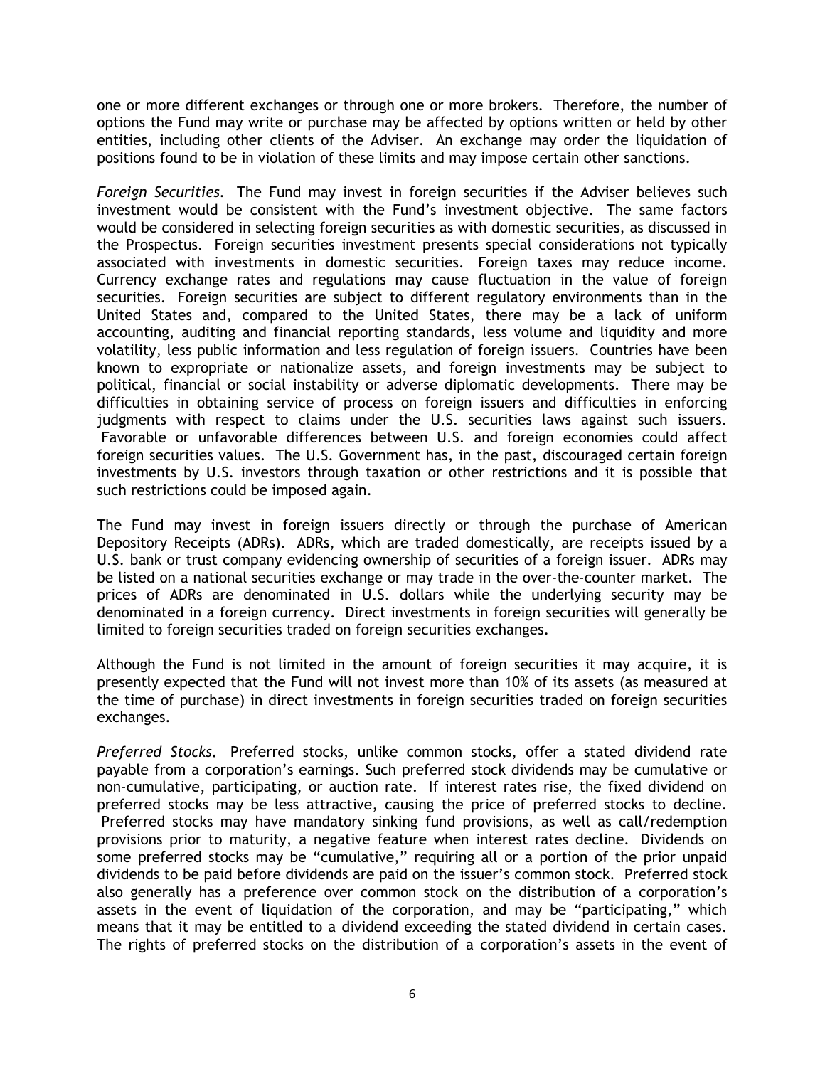one or more different exchanges or through one or more brokers. Therefore, the number of options the Fund may write or purchase may be affected by options written or held by other entities, including other clients of the Adviser. An exchange may order the liquidation of positions found to be in violation of these limits and may impose certain other sanctions.

*Foreign Securities.* The Fund may invest in foreign securities if the Adviser believes such investment would be consistent with the Fund's investment objective. The same factors would be considered in selecting foreign securities as with domestic securities, as discussed in the Prospectus. Foreign securities investment presents special considerations not typically associated with investments in domestic securities. Foreign taxes may reduce income. Currency exchange rates and regulations may cause fluctuation in the value of foreign securities. Foreign securities are subject to different regulatory environments than in the United States and, compared to the United States, there may be a lack of uniform accounting, auditing and financial reporting standards, less volume and liquidity and more volatility, less public information and less regulation of foreign issuers. Countries have been known to expropriate or nationalize assets, and foreign investments may be subject to political, financial or social instability or adverse diplomatic developments. There may be difficulties in obtaining service of process on foreign issuers and difficulties in enforcing judgments with respect to claims under the U.S. securities laws against such issuers. Favorable or unfavorable differences between U.S. and foreign economies could affect foreign securities values. The U.S. Government has, in the past, discouraged certain foreign investments by U.S. investors through taxation or other restrictions and it is possible that such restrictions could be imposed again.

The Fund may invest in foreign issuers directly or through the purchase of American Depository Receipts (ADRs). ADRs, which are traded domestically, are receipts issued by a U.S. bank or trust company evidencing ownership of securities of a foreign issuer. ADRs may be listed on a national securities exchange or may trade in the over-the-counter market. The prices of ADRs are denominated in U.S. dollars while the underlying security may be denominated in a foreign currency. Direct investments in foreign securities will generally be limited to foreign securities traded on foreign securities exchanges.

Although the Fund is not limited in the amount of foreign securities it may acquire, it is presently expected that the Fund will not invest more than 10% of its assets (as measured at the time of purchase) in direct investments in foreign securities traded on foreign securities exchanges.

*Preferred Stocks.* Preferred stocks, unlike common stocks, offer a stated dividend rate payable from a corporation's earnings. Such preferred stock dividends may be cumulative or non-cumulative, participating, or auction rate. If interest rates rise, the fixed dividend on preferred stocks may be less attractive, causing the price of preferred stocks to decline. Preferred stocks may have mandatory sinking fund provisions, as well as call/redemption provisions prior to maturity, a negative feature when interest rates decline. Dividends on some preferred stocks may be "cumulative," requiring all or a portion of the prior unpaid dividends to be paid before dividends are paid on the issuer's common stock. Preferred stock also generally has a preference over common stock on the distribution of a corporation's assets in the event of liquidation of the corporation, and may be "participating," which means that it may be entitled to a dividend exceeding the stated dividend in certain cases. The rights of preferred stocks on the distribution of a corporation's assets in the event of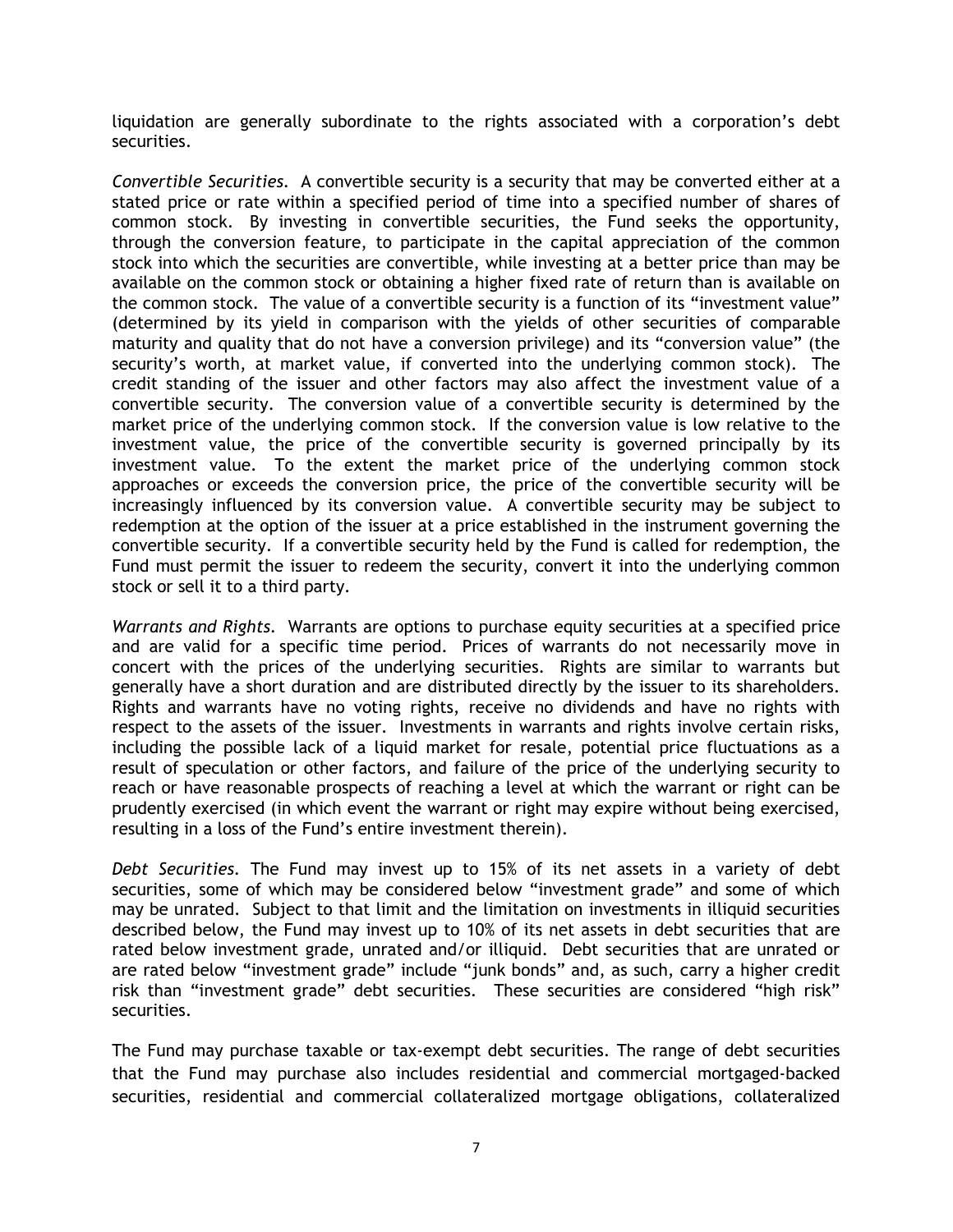liquidation are generally subordinate to the rights associated with a corporation's debt securities.

*Convertible Securities.* A convertible security is a security that may be converted either at a stated price or rate within a specified period of time into a specified number of shares of common stock. By investing in convertible securities, the Fund seeks the opportunity, through the conversion feature, to participate in the capital appreciation of the common stock into which the securities are convertible, while investing at a better price than may be available on the common stock or obtaining a higher fixed rate of return than is available on the common stock. The value of a convertible security is a function of its "investment value" (determined by its yield in comparison with the yields of other securities of comparable maturity and quality that do not have a conversion privilege) and its "conversion value" (the security's worth, at market value, if converted into the underlying common stock). The credit standing of the issuer and other factors may also affect the investment value of a convertible security. The conversion value of a convertible security is determined by the market price of the underlying common stock. If the conversion value is low relative to the investment value, the price of the convertible security is governed principally by its investment value. To the extent the market price of the underlying common stock approaches or exceeds the conversion price, the price of the convertible security will be increasingly influenced by its conversion value. A convertible security may be subject to redemption at the option of the issuer at a price established in the instrument governing the convertible security. If a convertible security held by the Fund is called for redemption, the Fund must permit the issuer to redeem the security, convert it into the underlying common stock or sell it to a third party.

*Warrants and Rights.* Warrants are options to purchase equity securities at a specified price and are valid for a specific time period. Prices of warrants do not necessarily move in concert with the prices of the underlying securities. Rights are similar to warrants but generally have a short duration and are distributed directly by the issuer to its shareholders. Rights and warrants have no voting rights, receive no dividends and have no rights with respect to the assets of the issuer. Investments in warrants and rights involve certain risks, including the possible lack of a liquid market for resale, potential price fluctuations as a result of speculation or other factors, and failure of the price of the underlying security to reach or have reasonable prospects of reaching a level at which the warrant or right can be prudently exercised (in which event the warrant or right may expire without being exercised, resulting in a loss of the Fund's entire investment therein).

*Debt Securities.* The Fund may invest up to 15% of its net assets in a variety of debt securities, some of which may be considered below "investment grade" and some of which may be unrated. Subject to that limit and the limitation on investments in illiquid securities described below, the Fund may invest up to 10% of its net assets in debt securities that are rated below investment grade, unrated and/or illiquid. Debt securities that are unrated or are rated below "investment grade" include "junk bonds" and, as such, carry a higher credit risk than "investment grade" debt securities. These securities are considered "high risk" securities.

The Fund may purchase taxable or tax-exempt debt securities. The range of debt securities that the Fund may purchase also includes residential and commercial mortgaged-backed securities, residential and commercial collateralized mortgage obligations, collateralized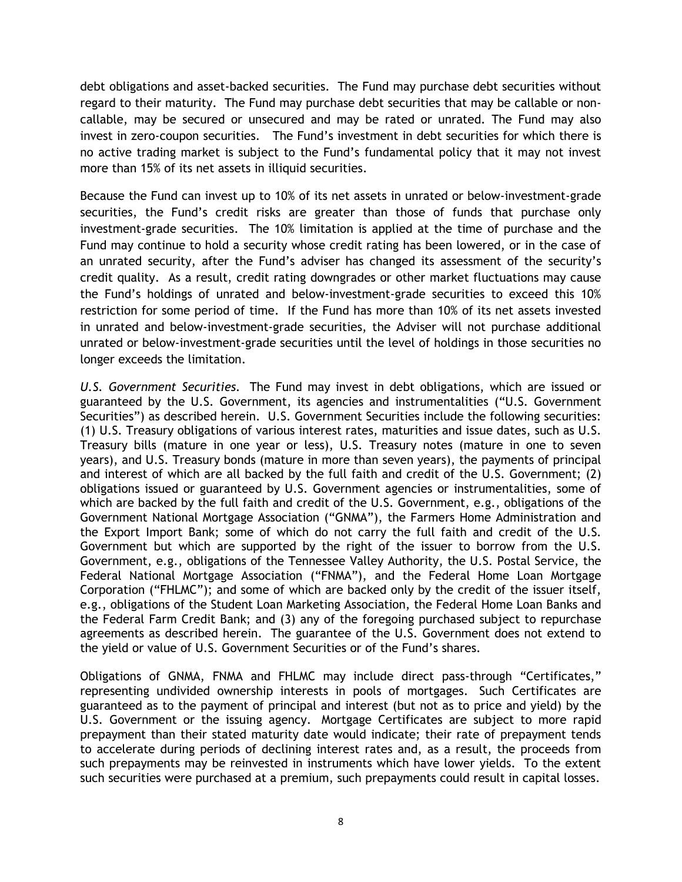debt obligations and asset-backed securities. The Fund may purchase debt securities without regard to their maturity. The Fund may purchase debt securities that may be callable or non-callable, may be secured or unsecured and may be rated or unrated. The Fund may also invest in zero-coupon securities. The Fund's investment in debt securities for which there is no active trading market is subject to the Fund's fundamental policy that it may not invest more than 15% of its net assets in illiquid securities.

Because the Fund can invest up to 10% of its net assets in unrated or below-investment-grade securities, the Fund's credit risks are greater than those of funds that purchase only investment-grade securities. The 10% limitation is applied at the time of purchase and the Fund may continue to hold a security whose credit rating has been lowered, or in the case of an unrated security, after the Fund's adviser has changed its assessment of the security's credit quality. As a result, credit rating downgrades or other market fluctuations may cause the Fund's holdings of unrated and below-investment-grade securities to exceed this 10% restriction for some period of time. If the Fund has more than 10% of its net assets invested in unrated and below-investment-grade securities, the Adviser will not purchase additional unrated or below-investment-grade securities until the level of holdings in those securities no longer exceeds the limitation.

*U.S. Government Securities.* The Fund may invest in debt obligations, which are issued or guaranteed by the U.S. Government, its agencies and instrumentalities ("U.S. Government Securities") as described herein. U.S. Government Securities include the following securities: (1) U.S. Treasury obligations of various interest rates, maturities and issue dates, such as U.S. Treasury bills (mature in one year or less), U.S. Treasury notes (mature in one to seven years), and U.S. Treasury bonds (mature in more than seven years), the payments of principal and interest of which are all backed by the full faith and credit of the U.S. Government; (2) obligations issued or guaranteed by U.S. Government agencies or instrumentalities, some of which are backed by the full faith and credit of the U.S. Government, e.g., obligations of the Government National Mortgage Association ("GNMA"), the Farmers Home Administration and the Export Import Bank; some of which do not carry the full faith and credit of the U.S. Government but which are supported by the right of the issuer to borrow from the U.S. Government, e.g., obligations of the Tennessee Valley Authority, the U.S. Postal Service, the Federal National Mortgage Association ("FNMA"), and the Federal Home Loan Mortgage Corporation ("FHLMC"); and some of which are backed only by the credit of the issuer itself, e.g., obligations of the Student Loan Marketing Association, the Federal Home Loan Banks and the Federal Farm Credit Bank; and (3) any of the foregoing purchased subject to repurchase agreements as described herein. The guarantee of the U.S. Government does not extend to the yield or value of U.S. Government Securities or of the Fund's shares.

Obligations of GNMA, FNMA and FHLMC may include direct pass-through "Certificates," representing undivided ownership interests in pools of mortgages. Such Certificates are guaranteed as to the payment of principal and interest (but not as to price and yield) by the U.S. Government or the issuing agency. Mortgage Certificates are subject to more rapid prepayment than their stated maturity date would indicate; their rate of prepayment tends to accelerate during periods of declining interest rates and, as a result, the proceeds from such prepayments may be reinvested in instruments which have lower yields. To the extent such securities were purchased at a premium, such prepayments could result in capital losses.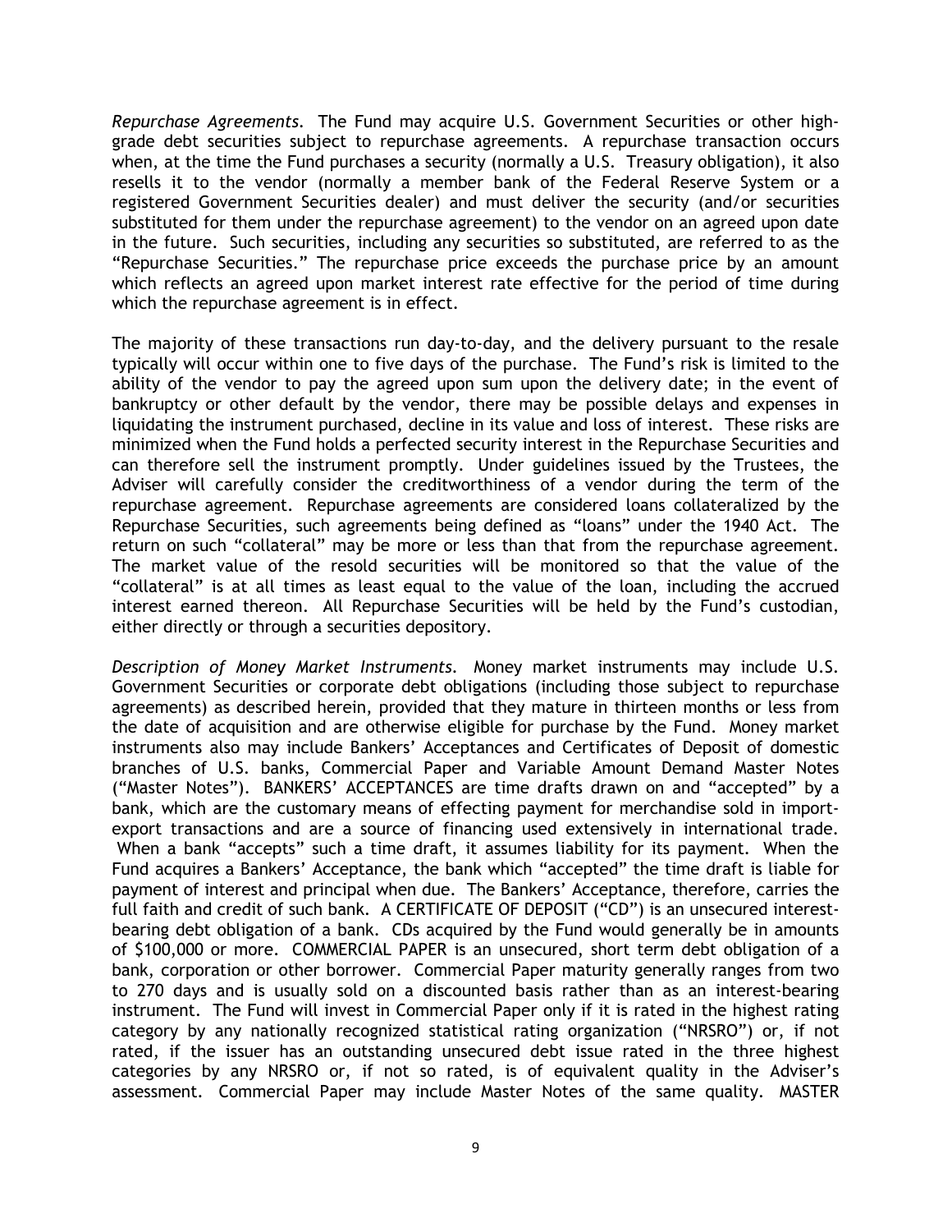*Repurchase Agreements.* The Fund may acquire U.S. Government Securities or other high-grade debt securities subject to repurchase agreements. A repurchase transaction occurs when, at the time the Fund purchases a security (normally a U.S. Treasury obligation), it also resells it to the vendor (normally a member bank of the Federal Reserve System or a registered Government Securities dealer) and must deliver the security (and/or securities substituted for them under the repurchase agreement) to the vendor on an agreed upon date in the future. Such securities, including any securities so substituted, are referred to as the "Repurchase Securities." The repurchase price exceeds the purchase price by an amount which reflects an agreed upon market interest rate effective for the period of time during which the repurchase agreement is in effect.

The majority of these transactions run day-to-day, and the delivery pursuant to the resale typically will occur within one to five days of the purchase. The Fund's risk is limited to the ability of the vendor to pay the agreed upon sum upon the delivery date; in the event of bankruptcy or other default by the vendor, there may be possible delays and expenses in liquidating the instrument purchased, decline in its value and loss of interest. These risks are minimized when the Fund holds a perfected security interest in the Repurchase Securities and can therefore sell the instrument promptly. Under guidelines issued by the Trustees, the Adviser will carefully consider the creditworthiness of a vendor during the term of the repurchase agreement. Repurchase agreements are considered loans collateralized by the Repurchase Securities, such agreements being defined as "loans" under the 1940 Act. The return on such "collateral" may be more or less than that from the repurchase agreement. The market value of the resold securities will be monitored so that the value of the "collateral" is at all times as least equal to the value of the loan, including the accrued interest earned thereon. All Repurchase Securities will be held by the Fund's custodian, either directly or through a securities depository.

*Description of Money Market Instruments.* Money market instruments may include U.S. Government Securities or corporate debt obligations (including those subject to repurchase agreements) as described herein, provided that they mature in thirteen months or less from the date of acquisition and are otherwise eligible for purchase by the Fund. Money market instruments also may include Bankers' Acceptances and Certificates of Deposit of domestic branches of U.S. banks, Commercial Paper and Variable Amount Demand Master Notes ("Master Notes"). BANKERS' ACCEPTANCES are time drafts drawn on and "accepted" by a bank, which are the customary means of effecting payment for merchandise sold in import-export transactions and are a source of financing used extensively in international trade. When a bank "accepts" such a time draft, it assumes liability for its payment. When the Fund acquires a Bankers' Acceptance, the bank which "accepted" the time draft is liable for payment of interest and principal when due. The Bankers' Acceptance, therefore, carries the full faith and credit of such bank. A CERTIFICATE OF DEPOSIT ("CD") is an unsecured interest-bearing debt obligation of a bank. CDs acquired by the Fund would generally be in amounts of $100,000 or more. COMMERCIAL PAPER is an unsecured, short term debt obligation of a bank, corporation or other borrower. Commercial Paper maturity generally ranges from two to 270 days and is usually sold on a discounted basis rather than as an interest-bearing instrument. The Fund will invest in Commercial Paper only if it is rated in the highest rating category by any nationally recognized statistical rating organization ("NRSRO") or, if not rated, if the issuer has an outstanding unsecured debt issue rated in the three highest categories by any NRSRO or, if not so rated, is of equivalent quality in the Adviser's assessment. Commercial Paper may include Master Notes of the same quality. MASTER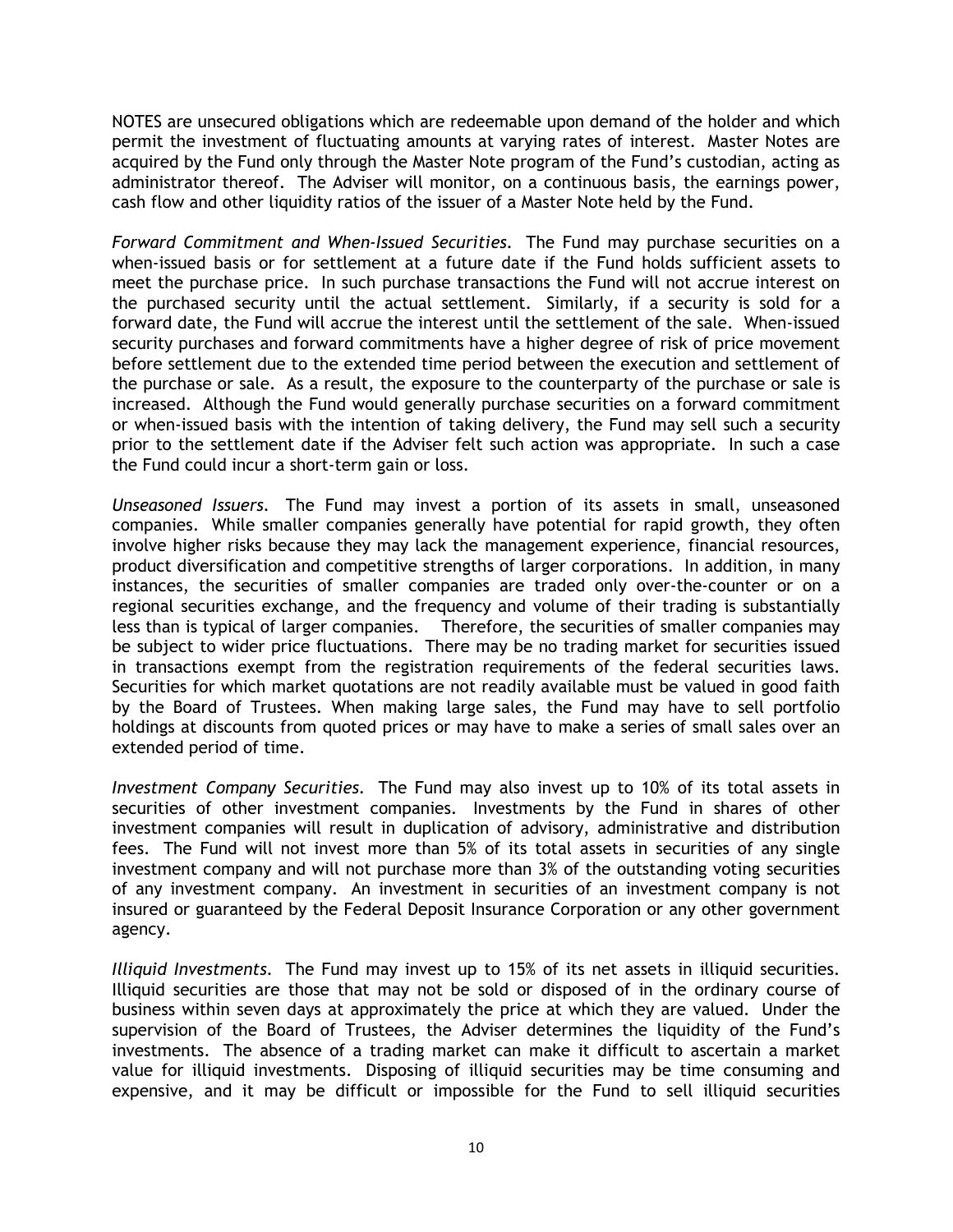NOTES are unsecured obligations which are redeemable upon demand of the holder and which permit the investment of fluctuating amounts at varying rates of interest. Master Notes are acquired by the Fund only through the Master Note program of the Fund's custodian, acting as administrator thereof. The Adviser will monitor, on a continuous basis, the earnings power, cash flow and other liquidity ratios of the issuer of a Master Note held by the Fund.

*Forward Commitment and When-Issued Securities*. The Fund may purchase securities on a when-issued basis or for settlement at a future date if the Fund holds sufficient assets to meet the purchase price. In such purchase transactions the Fund will not accrue interest on the purchased security until the actual settlement. Similarly, if a security is sold for a forward date, the Fund will accrue the interest until the settlement of the sale. When-issued security purchases and forward commitments have a higher degree of risk of price movement before settlement due to the extended time period between the execution and settlement of the purchase or sale. As a result, the exposure to the counterparty of the purchase or sale is increased. Although the Fund would generally purchase securities on a forward commitment or when-issued basis with the intention of taking delivery, the Fund may sell such a security prior to the settlement date if the Adviser felt such action was appropriate. In such a case the Fund could incur a short-term gain or loss.

*Unseasoned Issuers*. The Fund may invest a portion of its assets in small, unseasoned companies. While smaller companies generally have potential for rapid growth, they often involve higher risks because they may lack the management experience, financial resources, product diversification and competitive strengths of larger corporations. In addition, in many instances, the securities of smaller companies are traded only over-the-counter or on a regional securities exchange, and the frequency and volume of their trading is substantially less than is typical of larger companies. Therefore, the securities of smaller companies may be subject to wider price fluctuations. There may be no trading market for securities issued in transactions exempt from the registration requirements of the federal securities laws. Securities for which market quotations are not readily available must be valued in good faith by the Board of Trustees. When making large sales, the Fund may have to sell portfolio holdings at discounts from quoted prices or may have to make a series of small sales over an extended period of time.

*Investment Company Securities*. The Fund may also invest up to 10% of its total assets in securities of other investment companies. Investments by the Fund in shares of other investment companies will result in duplication of advisory, administrative and distribution fees. The Fund will not invest more than 5% of its total assets in securities of any single investment company and will not purchase more than 3% of the outstanding voting securities of any investment company. An investment in securities of an investment company is not insured or guaranteed by the Federal Deposit Insurance Corporation or any other government agency.

*Illiquid Investments*. The Fund may invest up to 15% of its net assets in illiquid securities. Illiquid securities are those that may not be sold or disposed of in the ordinary course of business within seven days at approximately the price at which they are valued. Under the supervision of the Board of Trustees, the Adviser determines the liquidity of the Fund's investments. The absence of a trading market can make it difficult to ascertain a market value for illiquid investments. Disposing of illiquid securities may be time consuming and expensive, and it may be difficult or impossible for the Fund to sell illiquid securities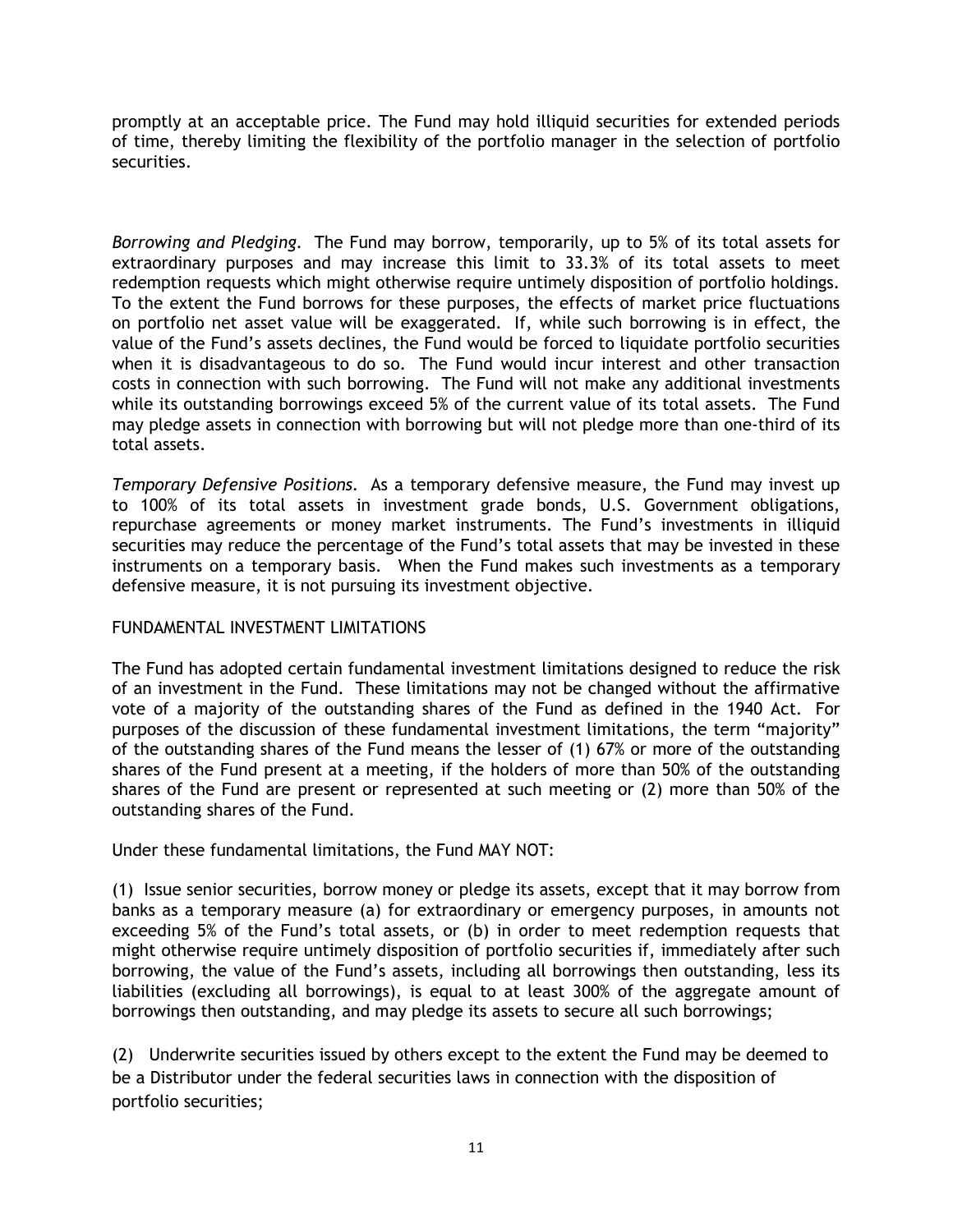promptly at an acceptable price. The Fund may hold illiquid securities for extended periods of time, thereby limiting the flexibility of the portfolio manager in the selection of portfolio securities.

*Borrowing and Pledging.* The Fund may borrow, temporarily, up to 5% of its total assets for extraordinary purposes and may increase this limit to 33.3% of its total assets to meet redemption requests which might otherwise require untimely disposition of portfolio holdings. To the extent the Fund borrows for these purposes, the effects of market price fluctuations on portfolio net asset value will be exaggerated. If, while such borrowing is in effect, the value of the Fund's assets declines, the Fund would be forced to liquidate portfolio securities when it is disadvantageous to do so. The Fund would incur interest and other transaction costs in connection with such borrowing. The Fund will not make any additional investments while its outstanding borrowings exceed 5% of the current value of its total assets. The Fund may pledge assets in connection with borrowing but will not pledge more than one-third of its total assets.

*Temporary Defensive Positions.* As a temporary defensive measure, the Fund may invest up to 100% of its total assets in investment grade bonds, U.S. Government obligations, repurchase agreements or money market instruments. The Fund's investments in illiquid securities may reduce the percentage of the Fund's total assets that may be invested in these instruments on a temporary basis. When the Fund makes such investments as a temporary defensive measure, it is not pursuing its investment objective.

FUNDAMENTAL INVESTMENT LIMITATIONS

The Fund has adopted certain fundamental investment limitations designed to reduce the risk of an investment in the Fund. These limitations may not be changed without the affirmative vote of a majority of the outstanding shares of the Fund as defined in the 1940 Act. For purposes of the discussion of these fundamental investment limitations, the term "majority" of the outstanding shares of the Fund means the lesser of (1) 67% or more of the outstanding shares of the Fund present at a meeting, if the holders of more than 50% of the outstanding shares of the Fund are present or represented at such meeting or (2) more than 50% of the outstanding shares of the Fund.

Under these fundamental limitations, the Fund MAY NOT:

(1) Issue senior securities, borrow money or pledge its assets, except that it may borrow from banks as a temporary measure (a) for extraordinary or emergency purposes, in amounts not exceeding 5% of the Fund's total assets, or (b) in order to meet redemption requests that might otherwise require untimely disposition of portfolio securities if, immediately after such borrowing, the value of the Fund's assets, including all borrowings then outstanding, less its liabilities (excluding all borrowings), is equal to at least 300% of the aggregate amount of borrowings then outstanding, and may pledge its assets to secure all such borrowings;

(2) Underwrite securities issued by others except to the extent the Fund may be deemed to be a Distributor under the federal securities laws in connection with the disposition of portfolio securities;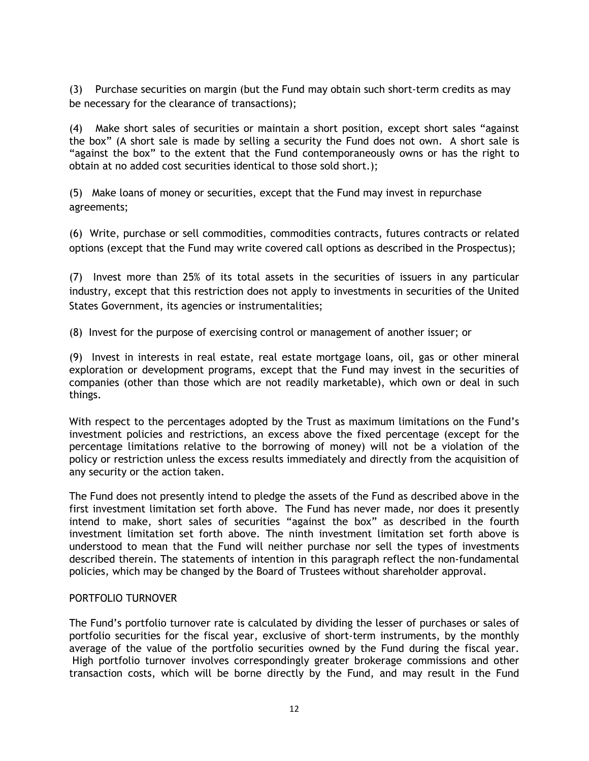(3) Purchase securities on margin (but the Fund may obtain such short-term credits as may be necessary for the clearance of transactions);

(4) Make short sales of securities or maintain a short position, except short sales "against the box" (A short sale is made by selling a security the Fund does not own. A short sale is "against the box" to the extent that the Fund contemporaneously owns or has the right to obtain at no added cost securities identical to those sold short.);

(5) Make loans of money or securities, except that the Fund may invest in repurchase agreements;

(6) Write, purchase or sell commodities, commodities contracts, futures contracts or related options (except that the Fund may write covered call options as described in the Prospectus);

(7) Invest more than 25% of its total assets in the securities of issuers in any particular industry, except that this restriction does not apply to investments in securities of the United States Government, its agencies or instrumentalities;

(8) Invest for the purpose of exercising control or management of another issuer; or

(9) Invest in interests in real estate, real estate mortgage loans, oil, gas or other mineral exploration or development programs, except that the Fund may invest in the securities of companies (other than those which are not readily marketable), which own or deal in such things.

With respect to the percentages adopted by the Trust as maximum limitations on the Fund's investment policies and restrictions, an excess above the fixed percentage (except for the percentage limitations relative to the borrowing of money) will not be a violation of the policy or restriction unless the excess results immediately and directly from the acquisition of any security or the action taken.

The Fund does not presently intend to pledge the assets of the Fund as described above in the first investment limitation set forth above. The Fund has never made, nor does it presently intend to make, short sales of securities "against the box" as described in the fourth investment limitation set forth above. The ninth investment limitation set forth above is understood to mean that the Fund will neither purchase nor sell the types of investments described therein. The statements of intention in this paragraph reflect the non-fundamental policies, which may be changed by the Board of Trustees without shareholder approval.

PORTFOLIO TURNOVER

The Fund's portfolio turnover rate is calculated by dividing the lesser of purchases or sales of portfolio securities for the fiscal year, exclusive of short-term instruments, by the monthly average of the value of the portfolio securities owned by the Fund during the fiscal year. High portfolio turnover involves correspondingly greater brokerage commissions and other transaction costs, which will be borne directly by the Fund, and may result in the Fund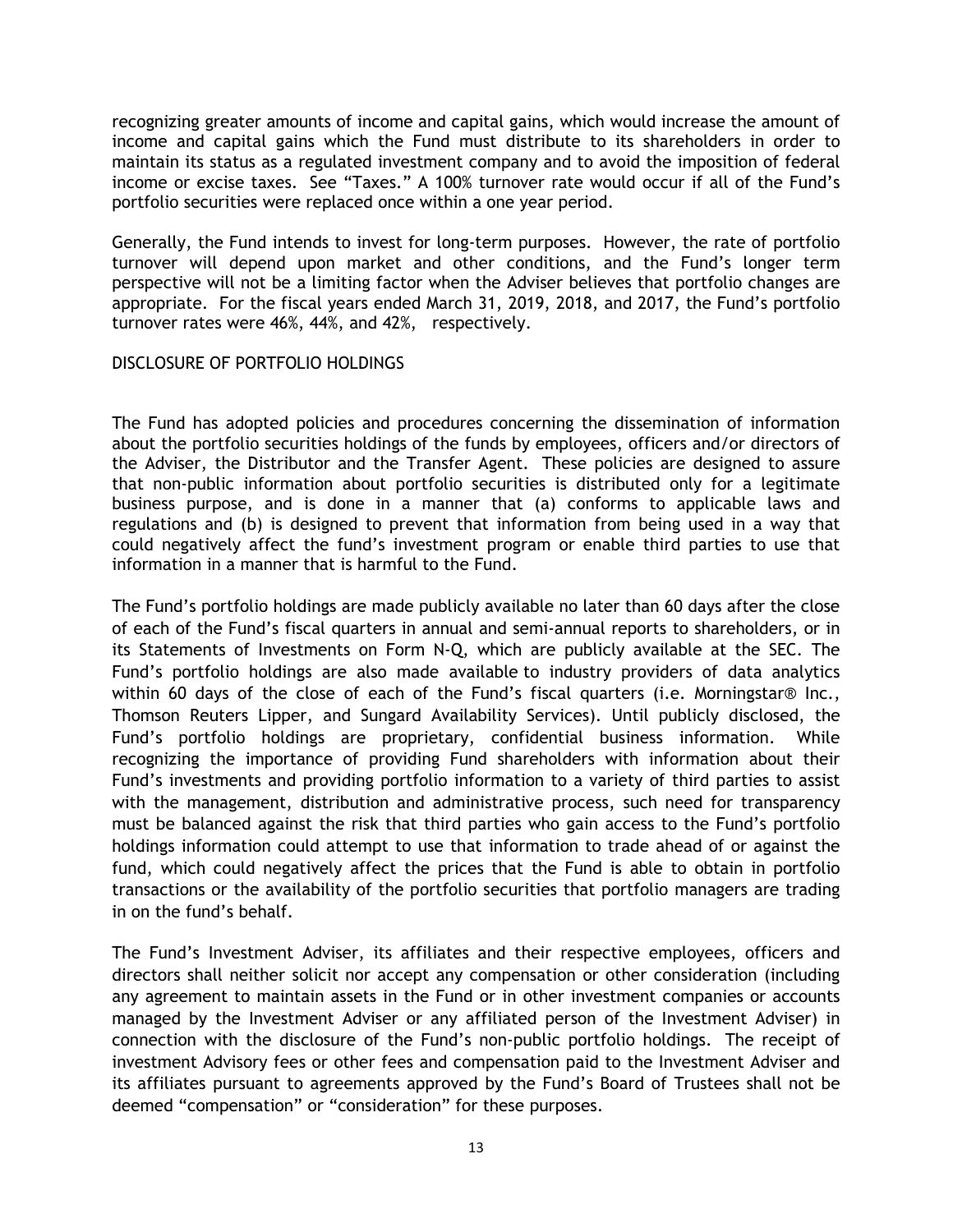recognizing greater amounts of income and capital gains, which would increase the amount of income and capital gains which the Fund must distribute to its shareholders in order to maintain its status as a regulated investment company and to avoid the imposition of federal income or excise taxes. See "Taxes." A 100% turnover rate would occur if all of the Fund's portfolio securities were replaced once within a one year period.

Generally, the Fund intends to invest for long-term purposes. However, the rate of portfolio turnover will depend upon market and other conditions, and the Fund's longer term perspective will not be a limiting factor when the Adviser believes that portfolio changes are appropriate. For the fiscal years ended March 31, 2019, 2018, and 2017, the Fund's portfolio turnover rates were 46%, 44%, and 42%, respectively.

## DISCLOSURE OF PORTFOLIO HOLDINGS

The Fund has adopted policies and procedures concerning the dissemination of information about the portfolio securities holdings of the funds by employees, officers and/or directors of the Adviser, the Distributor and the Transfer Agent. These policies are designed to assure that non-public information about portfolio securities is distributed only for a legitimate business purpose, and is done in a manner that (a) conforms to applicable laws and regulations and (b) is designed to prevent that information from being used in a way that could negatively affect the fund's investment program or enable third parties to use that information in a manner that is harmful to the Fund.

The Fund's portfolio holdings are made publicly available no later than 60 days after the close of each of the Fund's fiscal quarters in annual and semi-annual reports to shareholders, or in its Statements of Investments on Form N-Q, which are publicly available at the SEC. The Fund's portfolio holdings are also made available to industry providers of data analytics within 60 days of the close of each of the Fund's fiscal quarters (i.e. Morningstar® Inc., Thomson Reuters Lipper, and Sungard Availability Services). Until publicly disclosed, the Fund's portfolio holdings are proprietary, confidential business information. While recognizing the importance of providing Fund shareholders with information about their Fund's investments and providing portfolio information to a variety of third parties to assist with the management, distribution and administrative process, such need for transparency must be balanced against the risk that third parties who gain access to the Fund's portfolio holdings information could attempt to use that information to trade ahead of or against the fund, which could negatively affect the prices that the Fund is able to obtain in portfolio transactions or the availability of the portfolio securities that portfolio managers are trading in on the fund's behalf.

The Fund's Investment Adviser, its affiliates and their respective employees, officers and directors shall neither solicit nor accept any compensation or other consideration (including any agreement to maintain assets in the Fund or in other investment companies or accounts managed by the Investment Adviser or any affiliated person of the Investment Adviser) in connection with the disclosure of the Fund's non-public portfolio holdings. The receipt of investment Advisory fees or other fees and compensation paid to the Investment Adviser and its affiliates pursuant to agreements approved by the Fund's Board of Trustees shall not be deemed "compensation" or "consideration" for these purposes.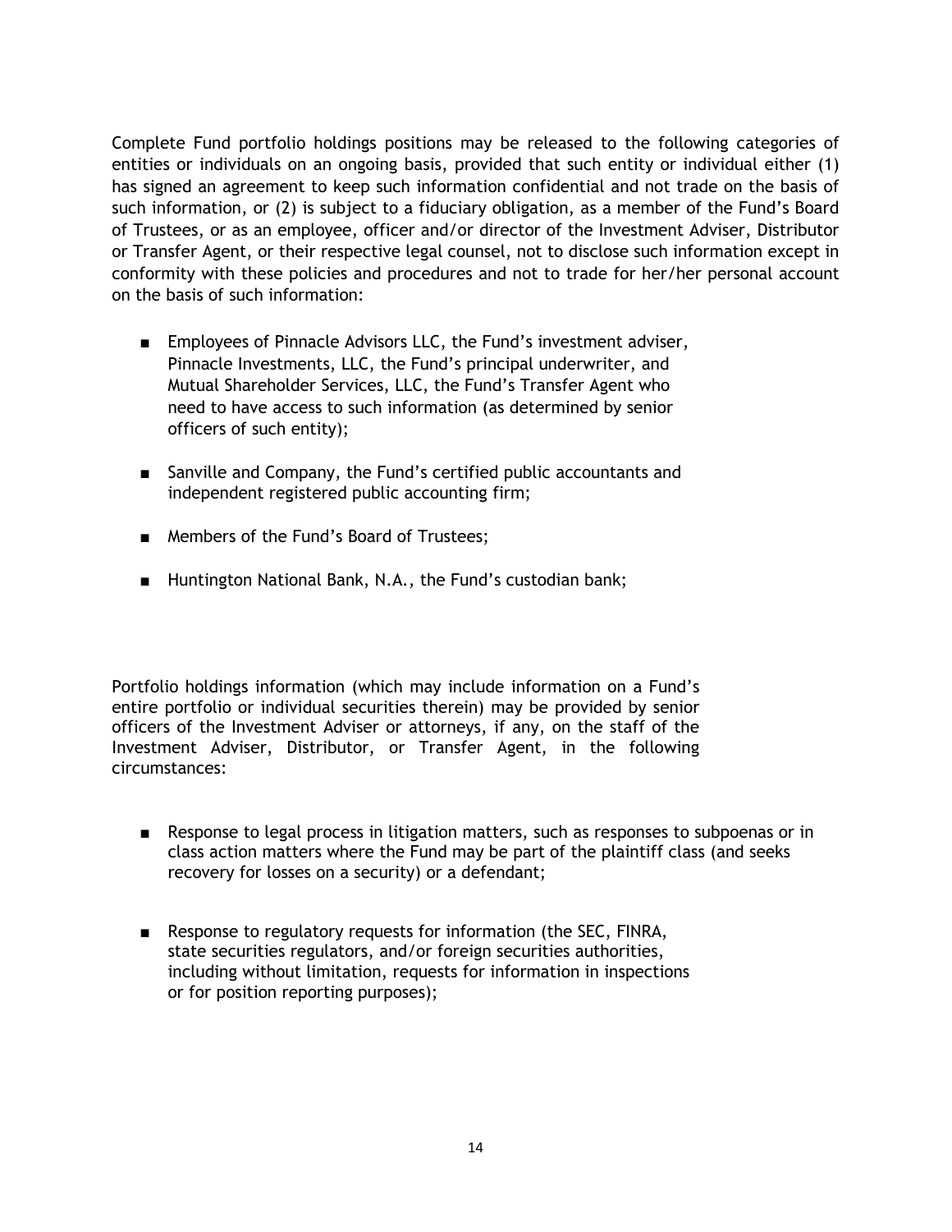Complete Fund portfolio holdings positions may be released to the following categories of entities or individuals on an ongoing basis, provided that such entity or individual either (1) has signed an agreement to keep such information confidential and not trade on the basis of such information, or (2) is subject to a fiduciary obligation, as a member of the Fund's Board of Trustees, or as an employee, officer and/or director of the Investment Adviser, Distributor or Transfer Agent, or their respective legal counsel, not to disclose such information except in conformity with these policies and procedures and not to trade for her/her personal account on the basis of such information:

- Employees of Pinnacle Advisors LLC, the Fund's investment adviser, Pinnacle Investments, LLC, the Fund's principal underwriter, and Mutual Shareholder Services, LLC, the Fund's Transfer Agent who need to have access to such information (as determined by senior officers of such entity);

- Sanville and Company, the Fund's certified public accountants and independent registered public accounting firm;

- Members of the Fund's Board of Trustees;

- Huntington National Bank, N.A., the Fund's custodian bank;

Portfolio holdings information (which may include information on a Fund's entire portfolio or individual securities therein) may be provided by senior officers of the Investment Adviser or attorneys, if any, on the staff of the Investment Adviser, Distributor, or Transfer Agent, in the following circumstances:

- Response to legal process in litigation matters, such as responses to subpoenas or in class action matters where the Fund may be part of the plaintiff class (and seeks recovery for losses on a security) or a defendant;

- Response to regulatory requests for information (the SEC, FINRA, state securities regulators, and/or foreign securities authorities, including without limitation, requests for information in inspections or for position reporting purposes);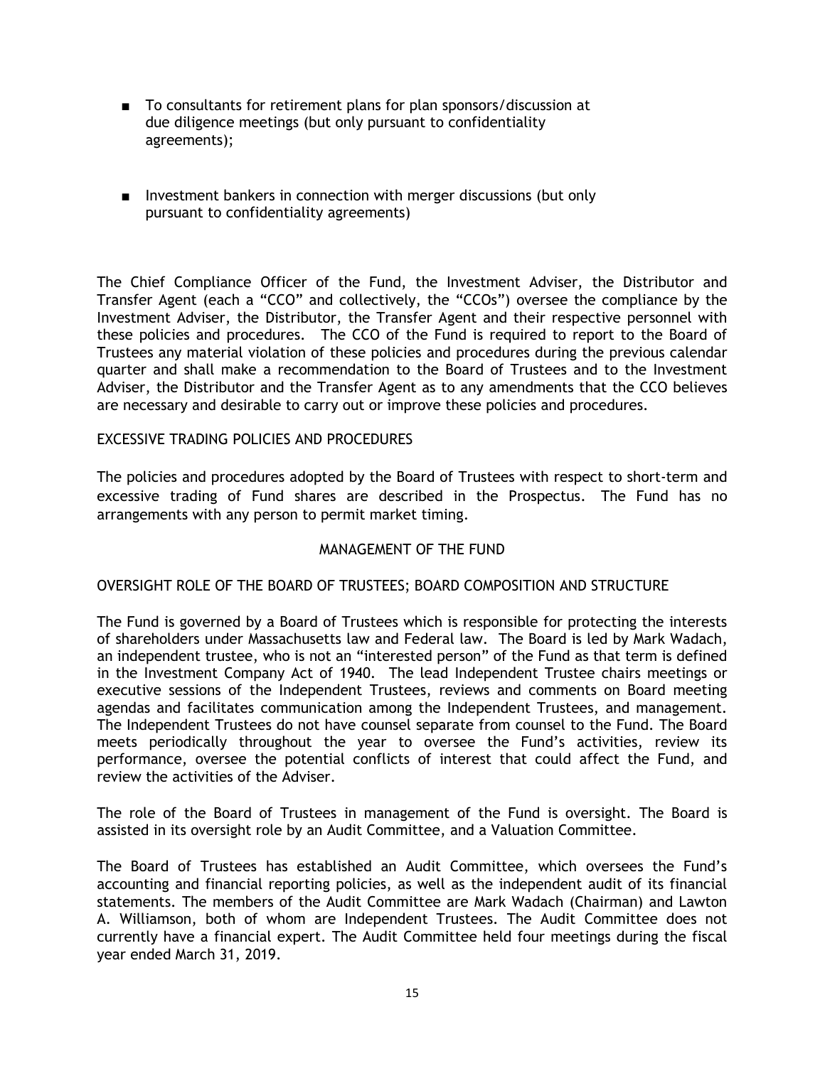- To consultants for retirement plans for plan sponsors/discussion at due diligence meetings (but only pursuant to confidentiality agreements);

- Investment bankers in connection with merger discussions (but only pursuant to confidentiality agreements)

The Chief Compliance Officer of the Fund, the Investment Adviser, the Distributor and Transfer Agent (each a "CCO" and collectively, the "CCOs") oversee the compliance by the Investment Adviser, the Distributor, the Transfer Agent and their respective personnel with these policies and procedures. The CCO of the Fund is required to report to the Board of Trustees any material violation of these policies and procedures during the previous calendar quarter and shall make a recommendation to the Board of Trustees and to the Investment Adviser, the Distributor and the Transfer Agent as to any amendments that the CCO believes are necessary and desirable to carry out or improve these policies and procedures.

EXCESSIVE TRADING POLICIES AND PROCEDURES

The policies and procedures adopted by the Board of Trustees with respect to short-term and excessive trading of Fund shares are described in the Prospectus. The Fund has no arrangements with any person to permit market timing.

## MANAGEMENT OF THE FUND

OVERSIGHT ROLE OF THE BOARD OF TRUSTEES; BOARD COMPOSITION AND STRUCTURE

The Fund is governed by a Board of Trustees which is responsible for protecting the interests of shareholders under Massachusetts law and Federal law. The Board is led by Mark Wadach, an independent trustee, who is not an "interested person" of the Fund as that term is defined in the Investment Company Act of 1940. The lead Independent Trustee chairs meetings or executive sessions of the Independent Trustees, reviews and comments on Board meeting agendas and facilitates communication among the Independent Trustees, and management. The Independent Trustees do not have counsel separate from counsel to the Fund. The Board meets periodically throughout the year to oversee the Fund's activities, review its performance, oversee the potential conflicts of interest that could affect the Fund, and review the activities of the Adviser.

The role of the Board of Trustees in management of the Fund is oversight. The Board is assisted in its oversight role by an Audit Committee, and a Valuation Committee.

The Board of Trustees has established an Audit Committee, which oversees the Fund's accounting and financial reporting policies, as well as the independent audit of its financial statements. The members of the Audit Committee are Mark Wadach (Chairman) and Lawton A. Williamson, both of whom are Independent Trustees. The Audit Committee does not currently have a financial expert. The Audit Committee held four meetings during the fiscal year ended March 31, 2019.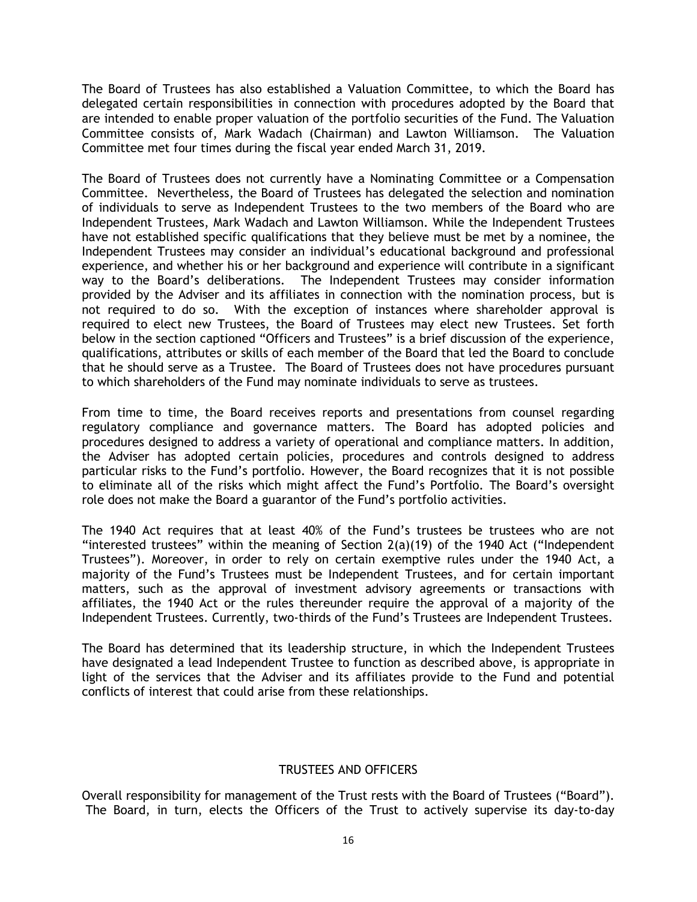The Board of Trustees has also established a Valuation Committee, to which the Board has delegated certain responsibilities in connection with procedures adopted by the Board that are intended to enable proper valuation of the portfolio securities of the Fund. The Valuation Committee consists of, Mark Wadach (Chairman) and Lawton Williamson. The Valuation Committee met four times during the fiscal year ended March 31, 2019.

The Board of Trustees does not currently have a Nominating Committee or a Compensation Committee. Nevertheless, the Board of Trustees has delegated the selection and nomination of individuals to serve as Independent Trustees to the two members of the Board who are Independent Trustees, Mark Wadach and Lawton Williamson. While the Independent Trustees have not established specific qualifications that they believe must be met by a nominee, the Independent Trustees may consider an individual's educational background and professional experience, and whether his or her background and experience will contribute in a significant way to the Board's deliberations. The Independent Trustees may consider information provided by the Adviser and its affiliates in connection with the nomination process, but is not required to do so. With the exception of instances where shareholder approval is required to elect new Trustees, the Board of Trustees may elect new Trustees. Set forth below in the section captioned "Officers and Trustees" is a brief discussion of the experience, qualifications, attributes or skills of each member of the Board that led the Board to conclude that he should serve as a Trustee. The Board of Trustees does not have procedures pursuant to which shareholders of the Fund may nominate individuals to serve as trustees.

From time to time, the Board receives reports and presentations from counsel regarding regulatory compliance and governance matters. The Board has adopted policies and procedures designed to address a variety of operational and compliance matters. In addition, the Adviser has adopted certain policies, procedures and controls designed to address particular risks to the Fund's portfolio. However, the Board recognizes that it is not possible to eliminate all of the risks which might affect the Fund's Portfolio. The Board's oversight role does not make the Board a guarantor of the Fund's portfolio activities.

The 1940 Act requires that at least 40% of the Fund's trustees be trustees who are not "interested trustees" within the meaning of Section 2(a)(19) of the 1940 Act ("Independent Trustees"). Moreover, in order to rely on certain exemptive rules under the 1940 Act, a majority of the Fund's Trustees must be Independent Trustees, and for certain important matters, such as the approval of investment advisory agreements or transactions with affiliates, the 1940 Act or the rules thereunder require the approval of a majority of the Independent Trustees. Currently, two-thirds of the Fund's Trustees are Independent Trustees.

The Board has determined that its leadership structure, in which the Independent Trustees have designated a lead Independent Trustee to function as described above, is appropriate in light of the services that the Adviser and its affiliates provide to the Fund and potential conflicts of interest that could arise from these relationships.

## TRUSTEES AND OFFICERS

Overall responsibility for management of the Trust rests with the Board of Trustees ("Board"). The Board, in turn, elects the Officers of the Trust to actively supervise its day-to-day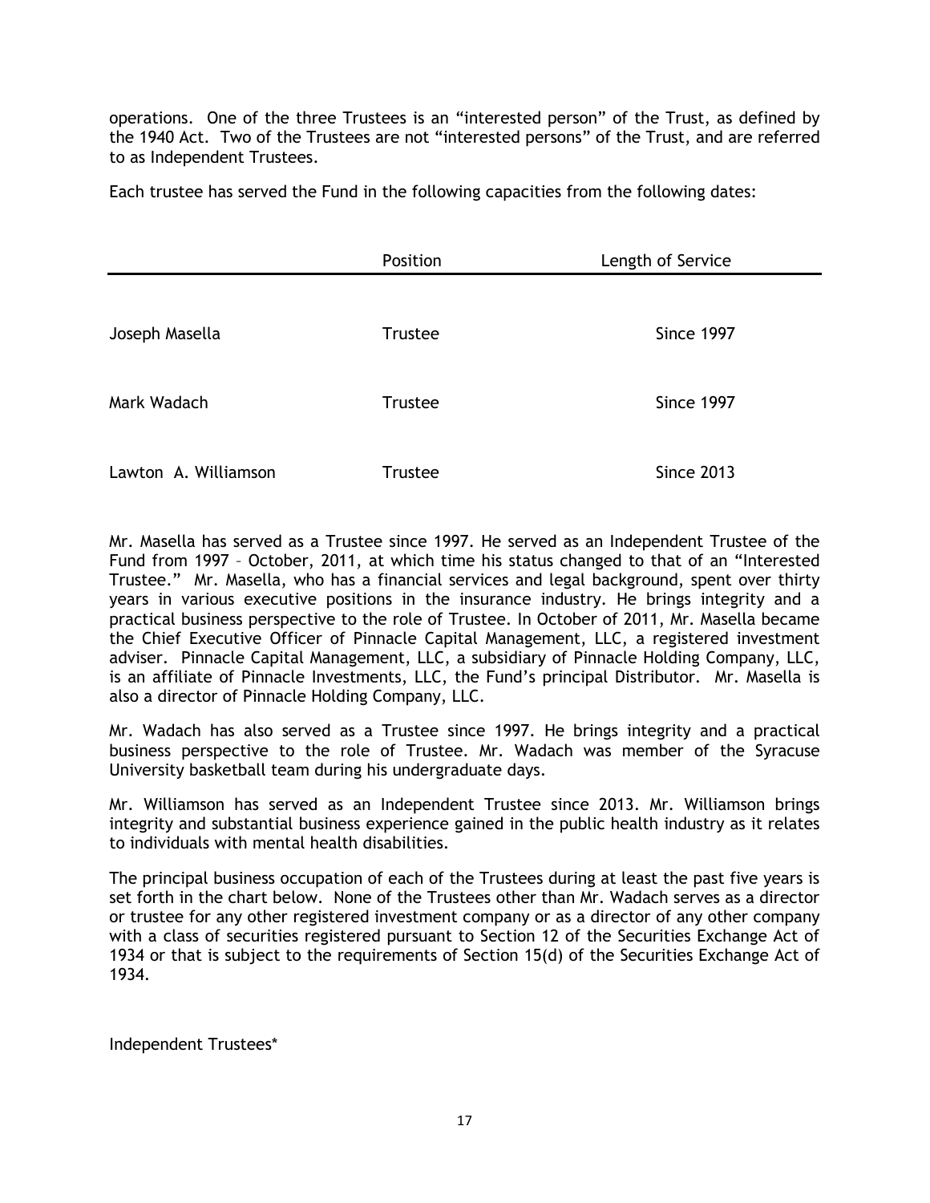operations. One of the three Trustees is an "interested person" of the Trust, as defined by the 1940 Act. Two of the Trustees are not "interested persons" of the Trust, and are referred to as Independent Trustees.

Each trustee has served the Fund in the following capacities from the following dates:

| | Position | Length of Service |
|---|---|---|
| Joseph Masella | Trustee | Since 1997 |
| Mark Wadach | Trustee | Since 1997 |
| Lawton A. Williamson | Trustee | Since 2013 |

Mr. Masella has served as a Trustee since 1997. He served as an Independent Trustee of the Fund from 1997 – October, 2011, at which time his status changed to that of an "Interested Trustee." Mr. Masella, who has a financial services and legal background, spent over thirty years in various executive positions in the insurance industry. He brings integrity and a practical business perspective to the role of Trustee. In October of 2011, Mr. Masella became the Chief Executive Officer of Pinnacle Capital Management, LLC, a registered investment adviser. Pinnacle Capital Management, LLC, a subsidiary of Pinnacle Holding Company, LLC, is an affiliate of Pinnacle Investments, LLC, the Fund's principal Distributor. Mr. Masella is also a director of Pinnacle Holding Company, LLC.

Mr. Wadach has also served as a Trustee since 1997. He brings integrity and a practical business perspective to the role of Trustee. Mr. Wadach was member of the Syracuse University basketball team during his undergraduate days.

Mr. Williamson has served as an Independent Trustee since 2013. Mr. Williamson brings integrity and substantial business experience gained in the public health industry as it relates to individuals with mental health disabilities.

The principal business occupation of each of the Trustees during at least the past five years is set forth in the chart below. None of the Trustees other than Mr. Wadach serves as a director or trustee for any other registered investment company or as a director of any other company with a class of securities registered pursuant to Section 12 of the Securities Exchange Act of 1934 or that is subject to the requirements of Section 15(d) of the Securities Exchange Act of 1934.

Independent Trustees*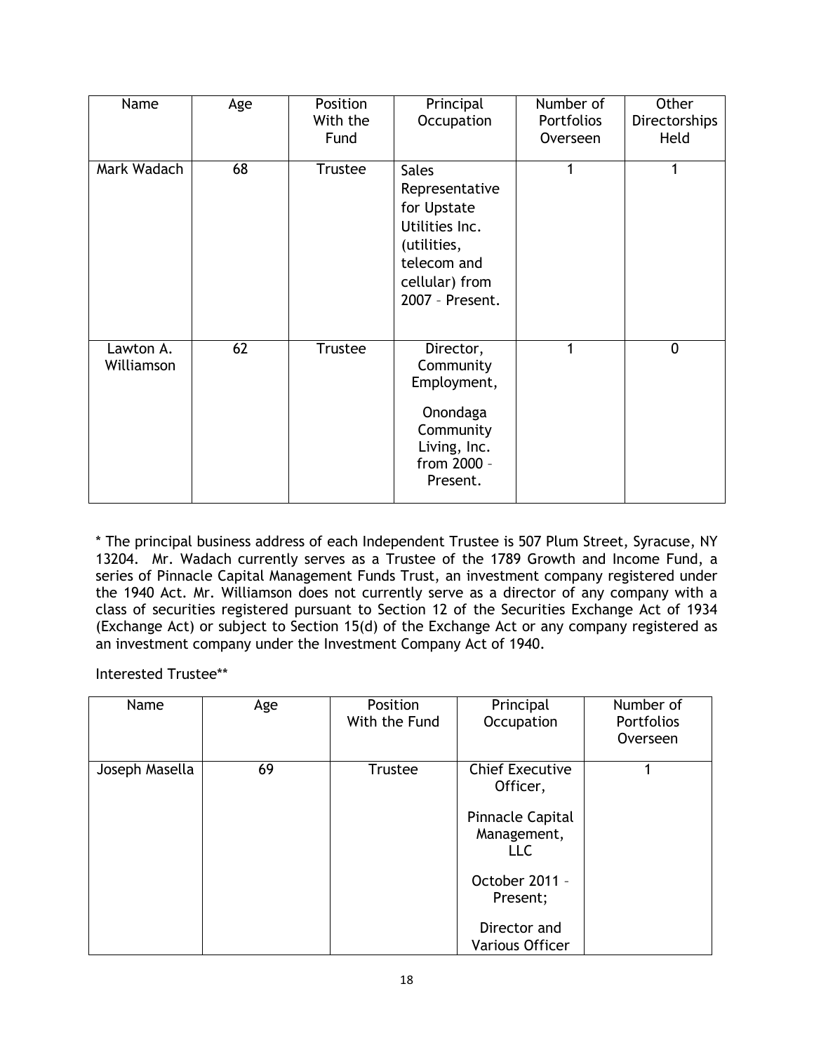| Name | Age | Position With the Fund | Principal Occupation | Number of Portfolios Overseen | Other Directorships Held |
|---|---|---|---|---|---|
| Mark Wadach | 68 | Trustee | Sales Representative for Upstate Utilities Inc. (utilities, telecom and cellular) from 2007 – Present. | 1 | 1 |
| Lawton A. Williamson | 62 | Trustee | Director, Community Employment, Onondaga Community Living, Inc. from 2000 – Present. | 1 | 0 |

* The principal business address of each Independent Trustee is 507 Plum Street, Syracuse, NY 13204. Mr. Wadach currently serves as a Trustee of the 1789 Growth and Income Fund, a series of Pinnacle Capital Management Funds Trust, an investment company registered under the 1940 Act. Mr. Williamson does not currently serve as a director of any company with a class of securities registered pursuant to Section 12 of the Securities Exchange Act of 1934 (Exchange Act) or subject to Section 15(d) of the Exchange Act or any company registered as an investment company under the Investment Company Act of 1940.

Interested Trustee**

| Name | Age | Position With the Fund | Principal Occupation | Number of Portfolios Overseen |
|---|---|---|---|---|
| Joseph Masella | 69 | Trustee | Chief Executive Officer, Pinnacle Capital Management, LLC October 2011 – Present; Director and Various Officer | 1 |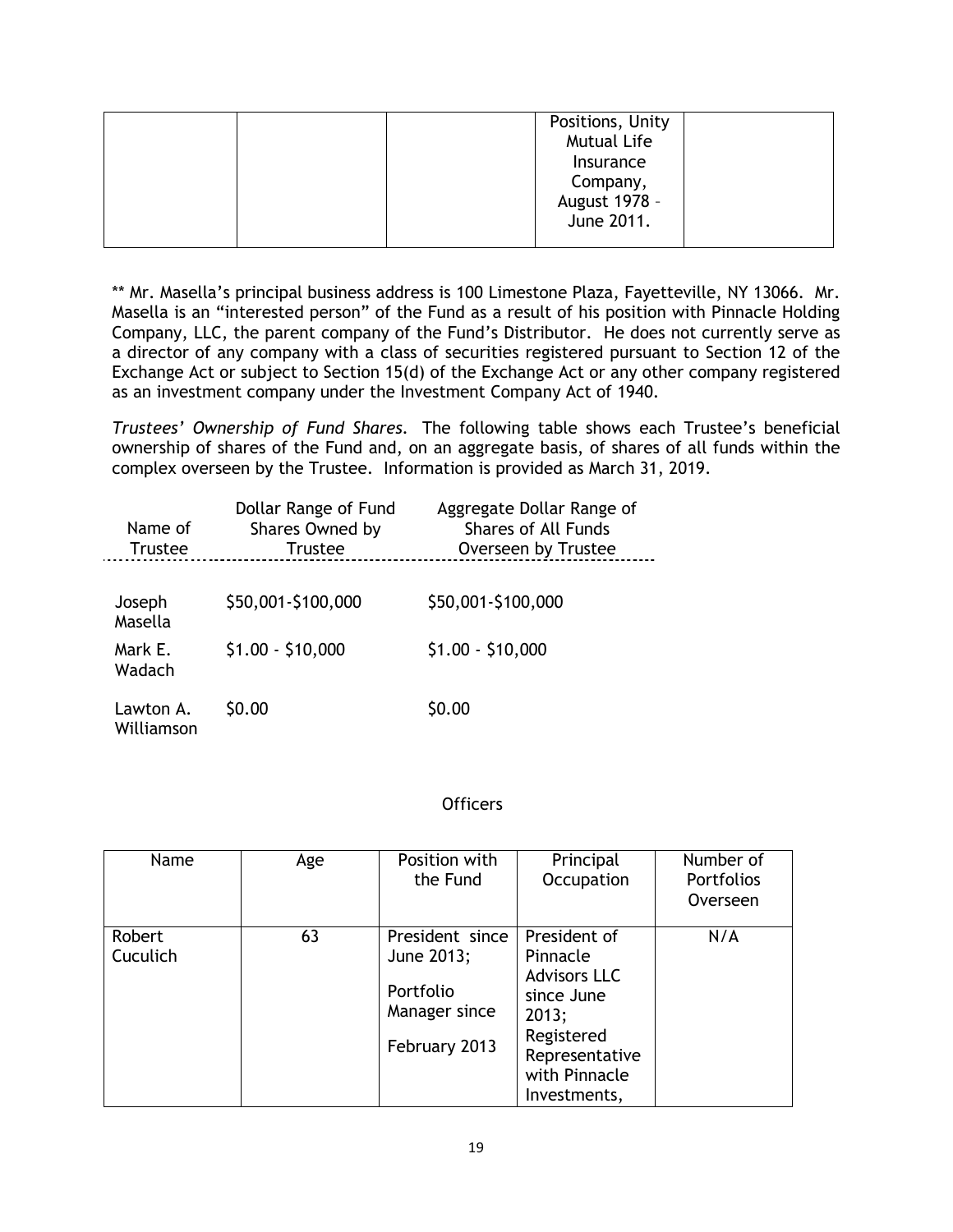| | | | Positions, Unity Mutual Life Insurance Company, August 1978 – June 2011. | |
|---|---|---|---|---|

** Mr. Masella's principal business address is 100 Limestone Plaza, Fayetteville, NY 13066. Mr. Masella is an "interested person" of the Fund as a result of his position with Pinnacle Holding Company, LLC, the parent company of the Fund's Distributor. He does not currently serve as a director of any company with a class of securities registered pursuant to Section 12 of the Exchange Act or subject to Section 15(d) of the Exchange Act or any other company registered as an investment company under the Investment Company Act of 1940.

*Trustees' Ownership of Fund Shares.* The following table shows each Trustee's beneficial ownership of shares of the Fund and, on an aggregate basis, of shares of all funds within the complex overseen by the Trustee. Information is provided as March 31, 2019.

| Name of Trustee | Dollar Range of Fund Shares Owned by Trustee | Aggregate Dollar Range of Shares of All Funds Overseen by Trustee |
|---|---|---|
| Joseph Masella | $50,001-$100,000 | $50,001-$100,000 |
| Mark E. Wadach | $1.00 - $10,000 | $1.00 - $10,000 |
| Lawton A. Williamson | $0.00 | $0.00 |

## Officers

| Name | Age | Position with the Fund | Principal Occupation | Number of Portfolios Overseen |
|---|---|---|---|---|
| Robert Cuculich | 63 | President since June 2013; Portfolio Manager since February 2013 | President of Pinnacle Advisors LLC since June 2013; Registered Representative with Pinnacle Investments, | N/A |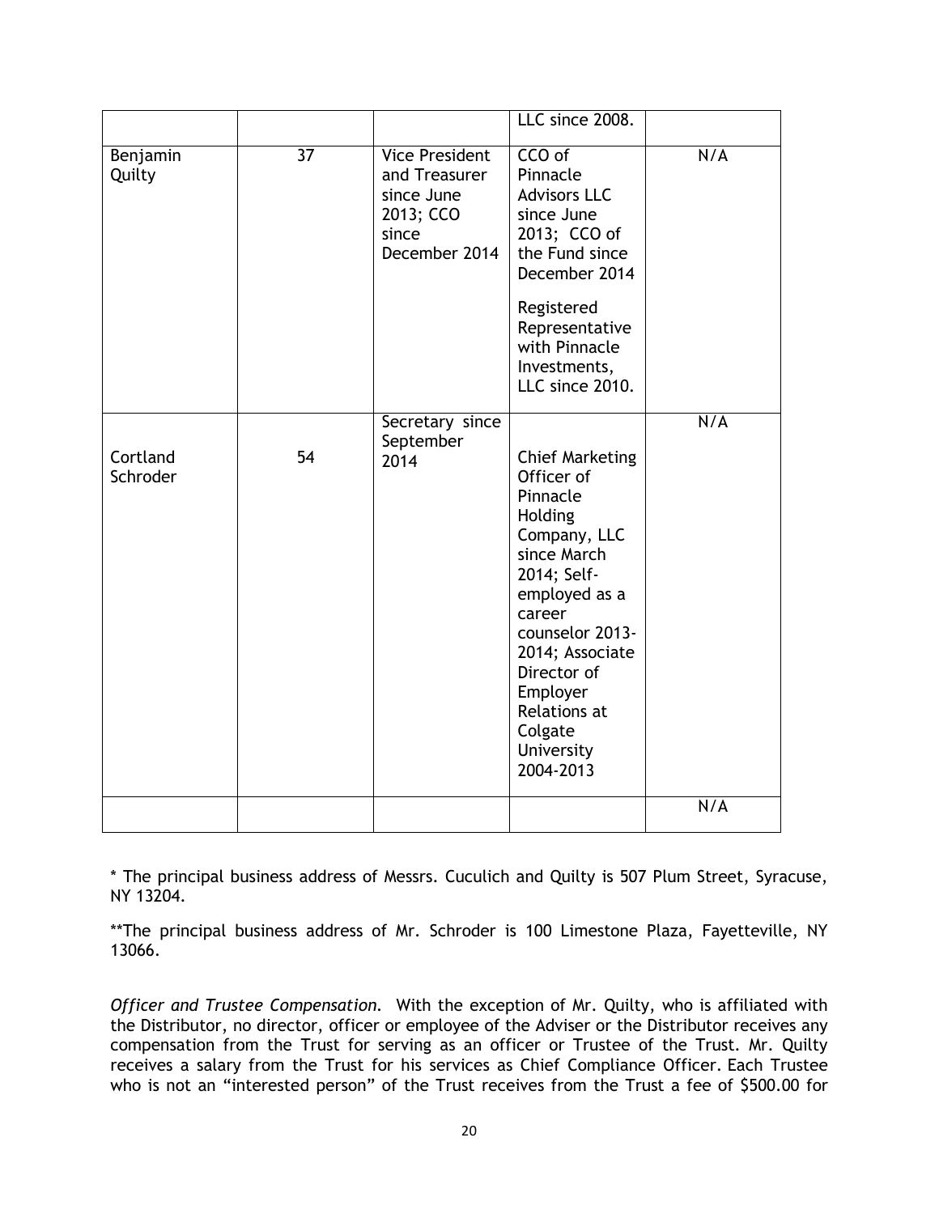| | | | | |
|---|---|---|---|---|
| | | | LLC since 2008. | |
| Benjamin Quilty | 37 | Vice President and Treasurer since June 2013; CCO since December 2014 | CCO of Pinnacle Advisors LLC since June 2013; CCO of the Fund since December 2014<br><br>Registered Representative with Pinnacle Investments, LLC since 2010. | N/A |
| Cortland Schroder | 54 | Secretary since September 2014 | Chief Marketing Officer of Pinnacle Holding Company, LLC since March 2014; Self-employed as a career counselor 2013-2014; Associate Director of Employer Relations at Colgate University 2004-2013 | N/A |
| | | | | N/A |

* The principal business address of Messrs. Cuculich and Quilty is 507 Plum Street, Syracuse, NY 13204.

**The principal business address of Mr. Schroder is 100 Limestone Plaza, Fayetteville, NY 13066.

*Officer and Trustee Compensation.* With the exception of Mr. Quilty, who is affiliated with the Distributor, no director, officer or employee of the Adviser or the Distributor receives any compensation from the Trust for serving as an officer or Trustee of the Trust. Mr. Quilty receives a salary from the Trust for his services as Chief Compliance Officer. Each Trustee who is not an "interested person" of the Trust receives from the Trust a fee of $500.00 for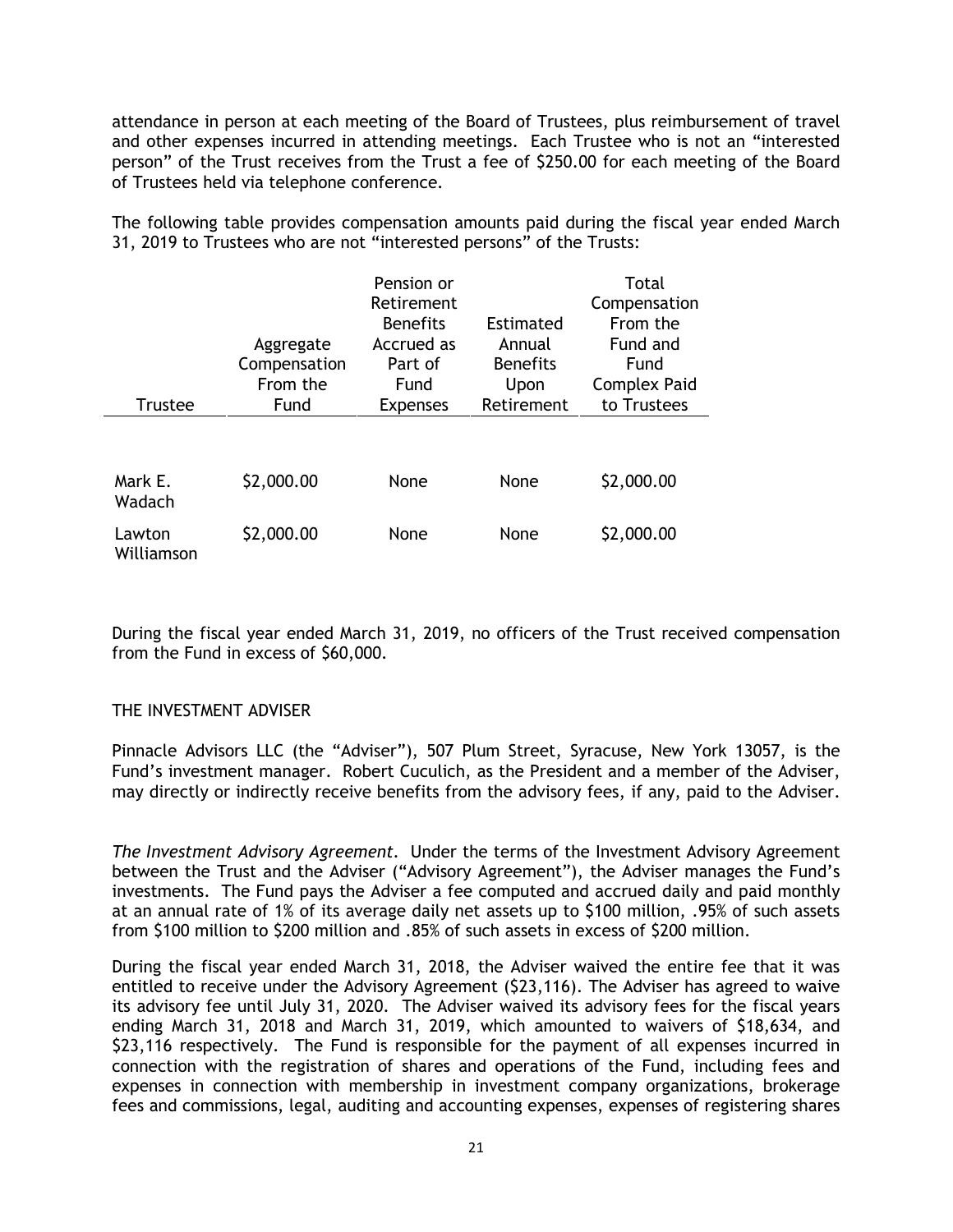attendance in person at each meeting of the Board of Trustees, plus reimbursement of travel and other expenses incurred in attending meetings. Each Trustee who is not an "interested person" of the Trust receives from the Trust a fee of $250.00 for each meeting of the Board of Trustees held via telephone conference.

The following table provides compensation amounts paid during the fiscal year ended March 31, 2019 to Trustees who are not "interested persons" of the Trusts:

| Trustee | Aggregate Compensation From the Fund | Pension or Retirement Benefits Accrued as Part of Fund Expenses | Estimated Annual Benefits Upon Retirement | Total Compensation From the Fund and Fund Complex Paid to Trustees |
|---|---|---|---|---|
| Mark E. Wadach | $2,000.00 | None | None | $2,000.00 |
| Lawton Williamson | $2,000.00 | None | None | $2,000.00 |

During the fiscal year ended March 31, 2019, no officers of the Trust received compensation from the Fund in excess of $60,000.

THE INVESTMENT ADVISER

Pinnacle Advisors LLC (the "Adviser"), 507 Plum Street, Syracuse, New York 13057, is the Fund's investment manager. Robert Cuculich, as the President and a member of the Adviser, may directly or indirectly receive benefits from the advisory fees, if any, paid to the Adviser.

*The Investment Advisory Agreement*. Under the terms of the Investment Advisory Agreement between the Trust and the Adviser ("Advisory Agreement"), the Adviser manages the Fund's investments. The Fund pays the Adviser a fee computed and accrued daily and paid monthly at an annual rate of 1% of its average daily net assets up to $100 million, .95% of such assets from $100 million to $200 million and .85% of such assets in excess of $200 million.

During the fiscal year ended March 31, 2018, the Adviser waived the entire fee that it was entitled to receive under the Advisory Agreement ($23,116). The Adviser has agreed to waive its advisory fee until July 31, 2020. The Adviser waived its advisory fees for the fiscal years ending March 31, 2018 and March 31, 2019, which amounted to waivers of $18,634, and $23,116 respectively. The Fund is responsible for the payment of all expenses incurred in connection with the registration of shares and operations of the Fund, including fees and expenses in connection with membership in investment company organizations, brokerage fees and commissions, legal, auditing and accounting expenses, expenses of registering shares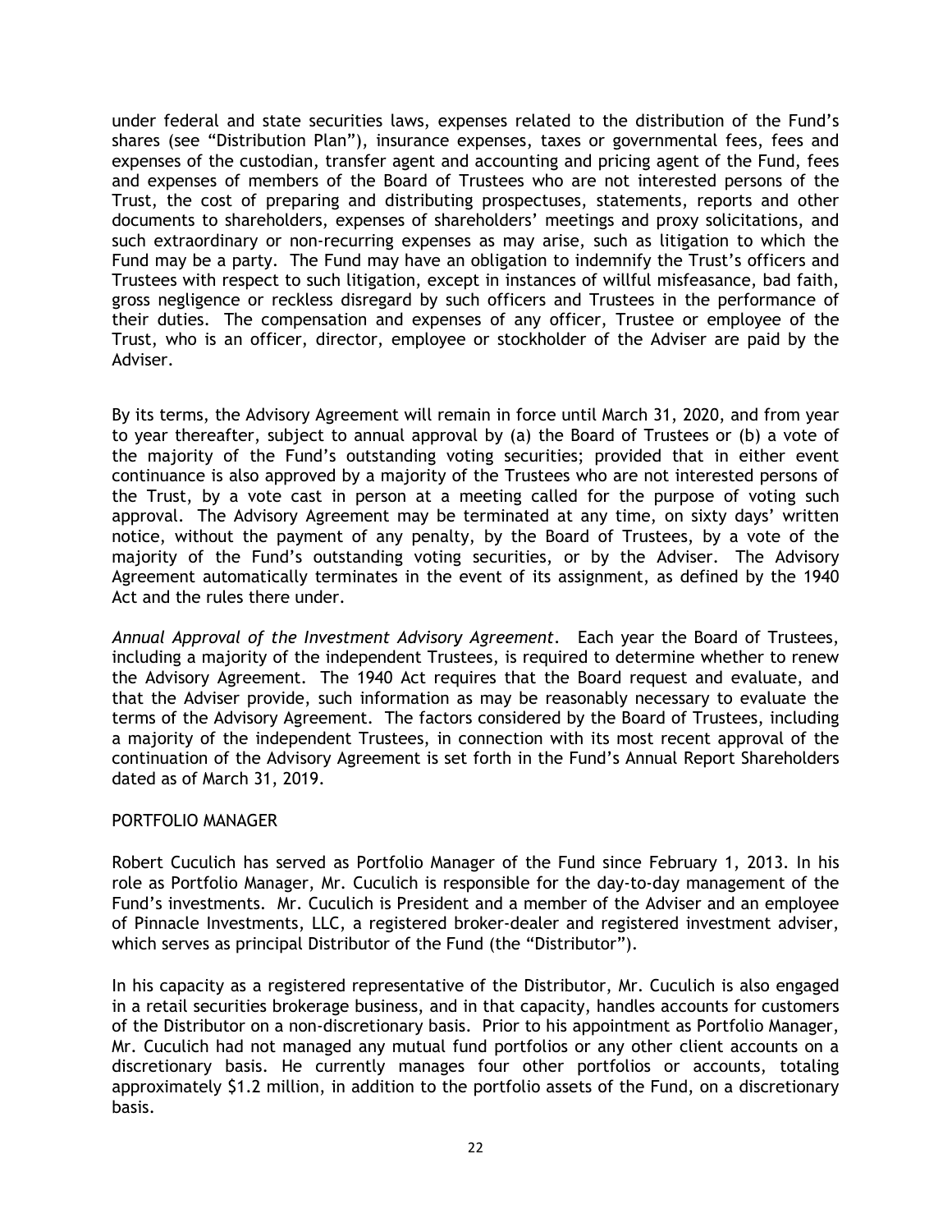under federal and state securities laws, expenses related to the distribution of the Fund's shares (see "Distribution Plan"), insurance expenses, taxes or governmental fees, fees and expenses of the custodian, transfer agent and accounting and pricing agent of the Fund, fees and expenses of members of the Board of Trustees who are not interested persons of the Trust, the cost of preparing and distributing prospectuses, statements, reports and other documents to shareholders, expenses of shareholders' meetings and proxy solicitations, and such extraordinary or non-recurring expenses as may arise, such as litigation to which the Fund may be a party. The Fund may have an obligation to indemnify the Trust's officers and Trustees with respect to such litigation, except in instances of willful misfeasance, bad faith, gross negligence or reckless disregard by such officers and Trustees in the performance of their duties. The compensation and expenses of any officer, Trustee or employee of the Trust, who is an officer, director, employee or stockholder of the Adviser are paid by the Adviser.

By its terms, the Advisory Agreement will remain in force until March 31, 2020, and from year to year thereafter, subject to annual approval by (a) the Board of Trustees or (b) a vote of the majority of the Fund's outstanding voting securities; provided that in either event continuance is also approved by a majority of the Trustees who are not interested persons of the Trust, by a vote cast in person at a meeting called for the purpose of voting such approval. The Advisory Agreement may be terminated at any time, on sixty days' written notice, without the payment of any penalty, by the Board of Trustees, by a vote of the majority of the Fund's outstanding voting securities, or by the Adviser. The Advisory Agreement automatically terminates in the event of its assignment, as defined by the 1940 Act and the rules there under.

*Annual Approval of the Investment Advisory Agreement*. Each year the Board of Trustees, including a majority of the independent Trustees, is required to determine whether to renew the Advisory Agreement. The 1940 Act requires that the Board request and evaluate, and that the Adviser provide, such information as may be reasonably necessary to evaluate the terms of the Advisory Agreement. The factors considered by the Board of Trustees, including a majority of the independent Trustees, in connection with its most recent approval of the continuation of the Advisory Agreement is set forth in the Fund's Annual Report Shareholders dated as of March 31, 2019.

PORTFOLIO MANAGER

Robert Cuculich has served as Portfolio Manager of the Fund since February 1, 2013. In his role as Portfolio Manager, Mr. Cuculich is responsible for the day-to-day management of the Fund's investments. Mr. Cuculich is President and a member of the Adviser and an employee of Pinnacle Investments, LLC, a registered broker-dealer and registered investment adviser, which serves as principal Distributor of the Fund (the "Distributor").

In his capacity as a registered representative of the Distributor, Mr. Cuculich is also engaged in a retail securities brokerage business, and in that capacity, handles accounts for customers of the Distributor on a non-discretionary basis. Prior to his appointment as Portfolio Manager, Mr. Cuculich had not managed any mutual fund portfolios or any other client accounts on a discretionary basis. He currently manages four other portfolios or accounts, totaling approximately $1.2 million, in addition to the portfolio assets of the Fund, on a discretionary basis.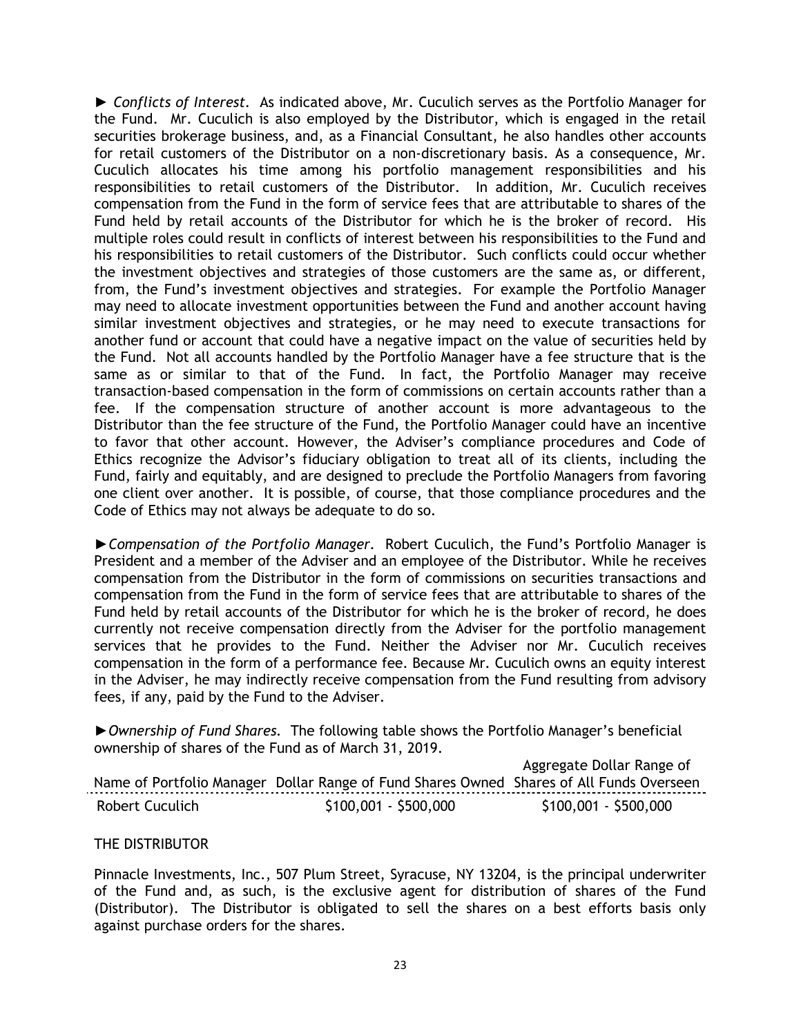► *Conflicts of Interest.* As indicated above, Mr. Cuculich serves as the Portfolio Manager for the Fund. Mr. Cuculich is also employed by the Distributor, which is engaged in the retail securities brokerage business, and, as a Financial Consultant, he also handles other accounts for retail customers of the Distributor on a non-discretionary basis. As a consequence, Mr. Cuculich allocates his time among his portfolio management responsibilities and his responsibilities to retail customers of the Distributor. In addition, Mr. Cuculich receives compensation from the Fund in the form of service fees that are attributable to shares of the Fund held by retail accounts of the Distributor for which he is the broker of record. His multiple roles could result in conflicts of interest between his responsibilities to the Fund and his responsibilities to retail customers of the Distributor. Such conflicts could occur whether the investment objectives and strategies of those customers are the same as, or different, from, the Fund's investment objectives and strategies. For example the Portfolio Manager may need to allocate investment opportunities between the Fund and another account having similar investment objectives and strategies, or he may need to execute transactions for another fund or account that could have a negative impact on the value of securities held by the Fund. Not all accounts handled by the Portfolio Manager have a fee structure that is the same as or similar to that of the Fund. In fact, the Portfolio Manager may receive transaction-based compensation in the form of commissions on certain accounts rather than a fee. If the compensation structure of another account is more advantageous to the Distributor than the fee structure of the Fund, the Portfolio Manager could have an incentive to favor that other account. However, the Adviser's compliance procedures and Code of Ethics recognize the Advisor's fiduciary obligation to treat all of its clients, including the Fund, fairly and equitably, and are designed to preclude the Portfolio Managers from favoring one client over another. It is possible, of course, that those compliance procedures and the Code of Ethics may not always be adequate to do so.

►*Compensation of the Portfolio Manager.* Robert Cuculich, the Fund's Portfolio Manager is President and a member of the Adviser and an employee of the Distributor. While he receives compensation from the Distributor in the form of commissions on securities transactions and compensation from the Fund in the form of service fees that are attributable to shares of the Fund held by retail accounts of the Distributor for which he is the broker of record, he does currently not receive compensation directly from the Adviser for the portfolio management services that he provides to the Fund. Neither the Adviser nor Mr. Cuculich receives compensation in the form of a performance fee. Because Mr. Cuculich owns an equity interest in the Adviser, he may indirectly receive compensation from the Fund resulting from advisory fees, if any, paid by the Fund to the Adviser.

►*Ownership of Fund Shares.* The following table shows the Portfolio Manager's beneficial ownership of shares of the Fund as of March 31, 2019.

| Name of Portfolio Manager | Dollar Range of Fund Shares Owned | Aggregate Dollar Range of Shares of All Funds Overseen |
|---|---|---|
| Robert Cuculich | $100,001 - $500,000 | $100,001 - $500,000 |

THE DISTRIBUTOR

Pinnacle Investments, Inc., 507 Plum Street, Syracuse, NY 13204, is the principal underwriter of the Fund and, as such, is the exclusive agent for distribution of shares of the Fund (Distributor). The Distributor is obligated to sell the shares on a best efforts basis only against purchase orders for the shares.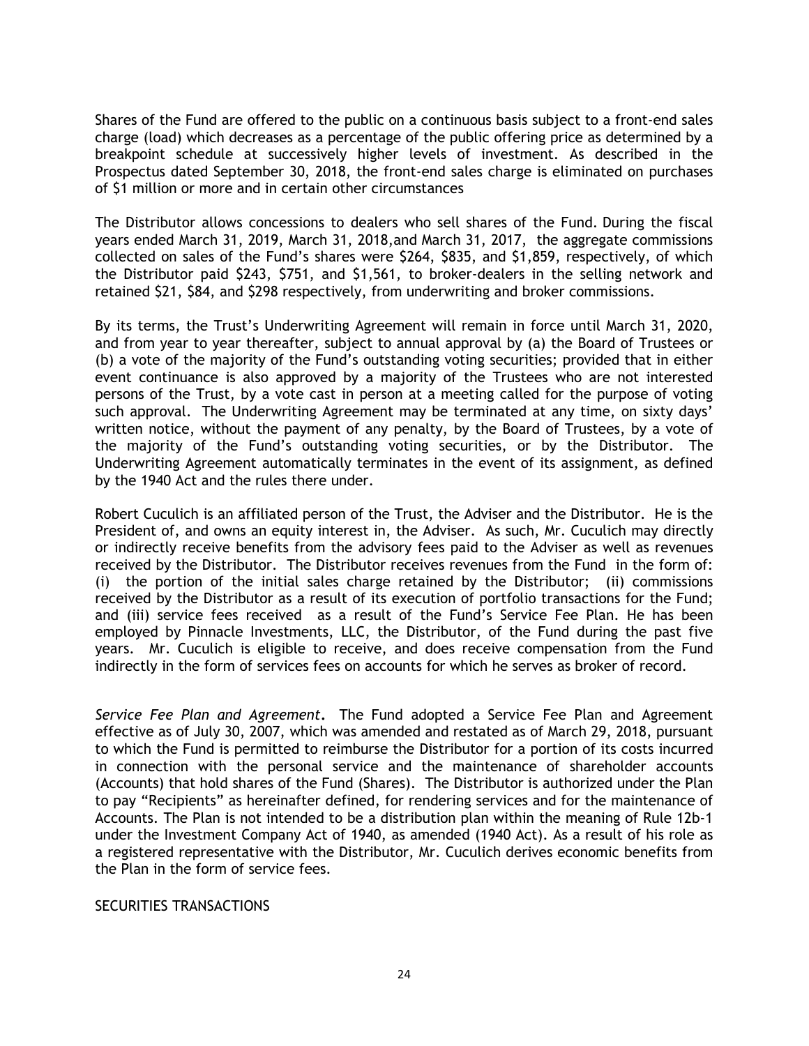Shares of the Fund are offered to the public on a continuous basis subject to a front-end sales charge (load) which decreases as a percentage of the public offering price as determined by a breakpoint schedule at successively higher levels of investment. As described in the Prospectus dated September 30, 2018, the front-end sales charge is eliminated on purchases of $1 million or more and in certain other circumstances

The Distributor allows concessions to dealers who sell shares of the Fund. During the fiscal years ended March 31, 2019, March 31, 2018,and March 31, 2017, the aggregate commissions collected on sales of the Fund's shares were $264, $835, and $1,859, respectively, of which the Distributor paid $243, $751, and $1,561, to broker-dealers in the selling network and retained $21, $84, and $298 respectively, from underwriting and broker commissions.

By its terms, the Trust's Underwriting Agreement will remain in force until March 31, 2020, and from year to year thereafter, subject to annual approval by (a) the Board of Trustees or (b) a vote of the majority of the Fund's outstanding voting securities; provided that in either event continuance is also approved by a majority of the Trustees who are not interested persons of the Trust, by a vote cast in person at a meeting called for the purpose of voting such approval. The Underwriting Agreement may be terminated at any time, on sixty days' written notice, without the payment of any penalty, by the Board of Trustees, by a vote of the majority of the Fund's outstanding voting securities, or by the Distributor. The Underwriting Agreement automatically terminates in the event of its assignment, as defined by the 1940 Act and the rules there under.

Robert Cuculich is an affiliated person of the Trust, the Adviser and the Distributor. He is the President of, and owns an equity interest in, the Adviser. As such, Mr. Cuculich may directly or indirectly receive benefits from the advisory fees paid to the Adviser as well as revenues received by the Distributor. The Distributor receives revenues from the Fund in the form of: (i) the portion of the initial sales charge retained by the Distributor; (ii) commissions received by the Distributor as a result of its execution of portfolio transactions for the Fund; and (iii) service fees received as a result of the Fund's Service Fee Plan. He has been employed by Pinnacle Investments, LLC, the Distributor, of the Fund during the past five years. Mr. Cuculich is eligible to receive, and does receive compensation from the Fund indirectly in the form of services fees on accounts for which he serves as broker of record.

*Service Fee Plan and Agreement***.** The Fund adopted a Service Fee Plan and Agreement effective as of July 30, 2007, which was amended and restated as of March 29, 2018, pursuant to which the Fund is permitted to reimburse the Distributor for a portion of its costs incurred in connection with the personal service and the maintenance of shareholder accounts (Accounts) that hold shares of the Fund (Shares). The Distributor is authorized under the Plan to pay "Recipients" as hereinafter defined, for rendering services and for the maintenance of Accounts. The Plan is not intended to be a distribution plan within the meaning of Rule 12b-1 under the Investment Company Act of 1940, as amended (1940 Act). As a result of his role as a registered representative with the Distributor, Mr. Cuculich derives economic benefits from the Plan in the form of service fees.

SECURITIES TRANSACTIONS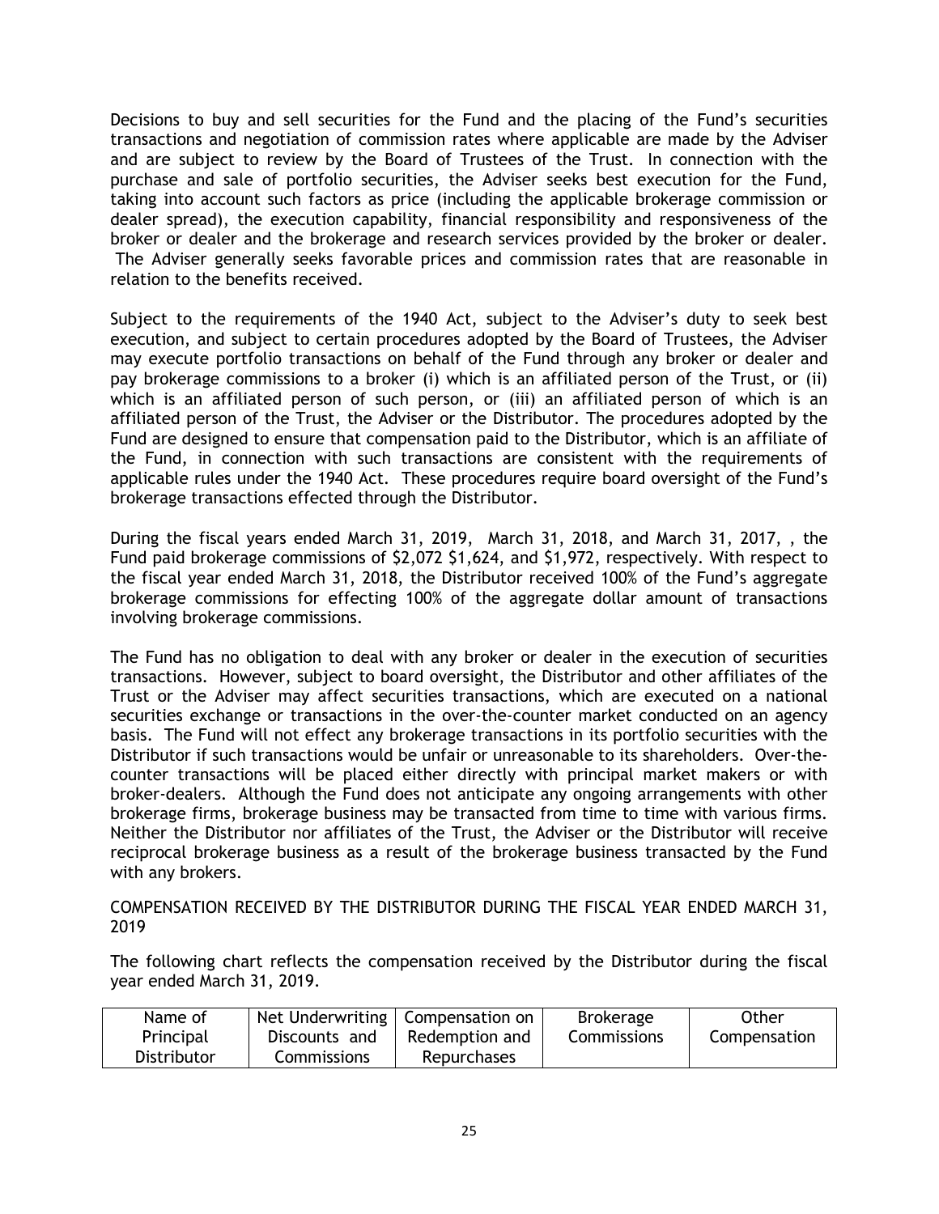Decisions to buy and sell securities for the Fund and the placing of the Fund's securities transactions and negotiation of commission rates where applicable are made by the Adviser and are subject to review by the Board of Trustees of the Trust. In connection with the purchase and sale of portfolio securities, the Adviser seeks best execution for the Fund, taking into account such factors as price (including the applicable brokerage commission or dealer spread), the execution capability, financial responsibility and responsiveness of the broker or dealer and the brokerage and research services provided by the broker or dealer. The Adviser generally seeks favorable prices and commission rates that are reasonable in relation to the benefits received.

Subject to the requirements of the 1940 Act, subject to the Adviser's duty to seek best execution, and subject to certain procedures adopted by the Board of Trustees, the Adviser may execute portfolio transactions on behalf of the Fund through any broker or dealer and pay brokerage commissions to a broker (i) which is an affiliated person of the Trust, or (ii) which is an affiliated person of such person, or (iii) an affiliated person of which is an affiliated person of the Trust, the Adviser or the Distributor. The procedures adopted by the Fund are designed to ensure that compensation paid to the Distributor, which is an affiliate of the Fund, in connection with such transactions are consistent with the requirements of applicable rules under the 1940 Act. These procedures require board oversight of the Fund's brokerage transactions effected through the Distributor.

During the fiscal years ended March 31, 2019, March 31, 2018, and March 31, 2017, , the Fund paid brokerage commissions of $2,072 $1,624, and $1,972, respectively. With respect to the fiscal year ended March 31, 2018, the Distributor received 100% of the Fund's aggregate brokerage commissions for effecting 100% of the aggregate dollar amount of transactions involving brokerage commissions.

The Fund has no obligation to deal with any broker or dealer in the execution of securities transactions. However, subject to board oversight, the Distributor and other affiliates of the Trust or the Adviser may affect securities transactions, which are executed on a national securities exchange or transactions in the over-the-counter market conducted on an agency basis. The Fund will not effect any brokerage transactions in its portfolio securities with the Distributor if such transactions would be unfair or unreasonable to its shareholders. Over-the-counter transactions will be placed either directly with principal market makers or with broker-dealers. Although the Fund does not anticipate any ongoing arrangements with other brokerage firms, brokerage business may be transacted from time to time with various firms. Neither the Distributor nor affiliates of the Trust, the Adviser or the Distributor will receive reciprocal brokerage business as a result of the brokerage business transacted by the Fund with any brokers.

COMPENSATION RECEIVED BY THE DISTRIBUTOR DURING THE FISCAL YEAR ENDED MARCH 31, 2019

The following chart reflects the compensation received by the Distributor during the fiscal year ended March 31, 2019.

| Name of Principal Distributor | Net Underwriting Discounts and Commissions | Compensation on Redemption and Repurchases | Brokerage Commissions | Other Compensation |
|---|---|---|---|---|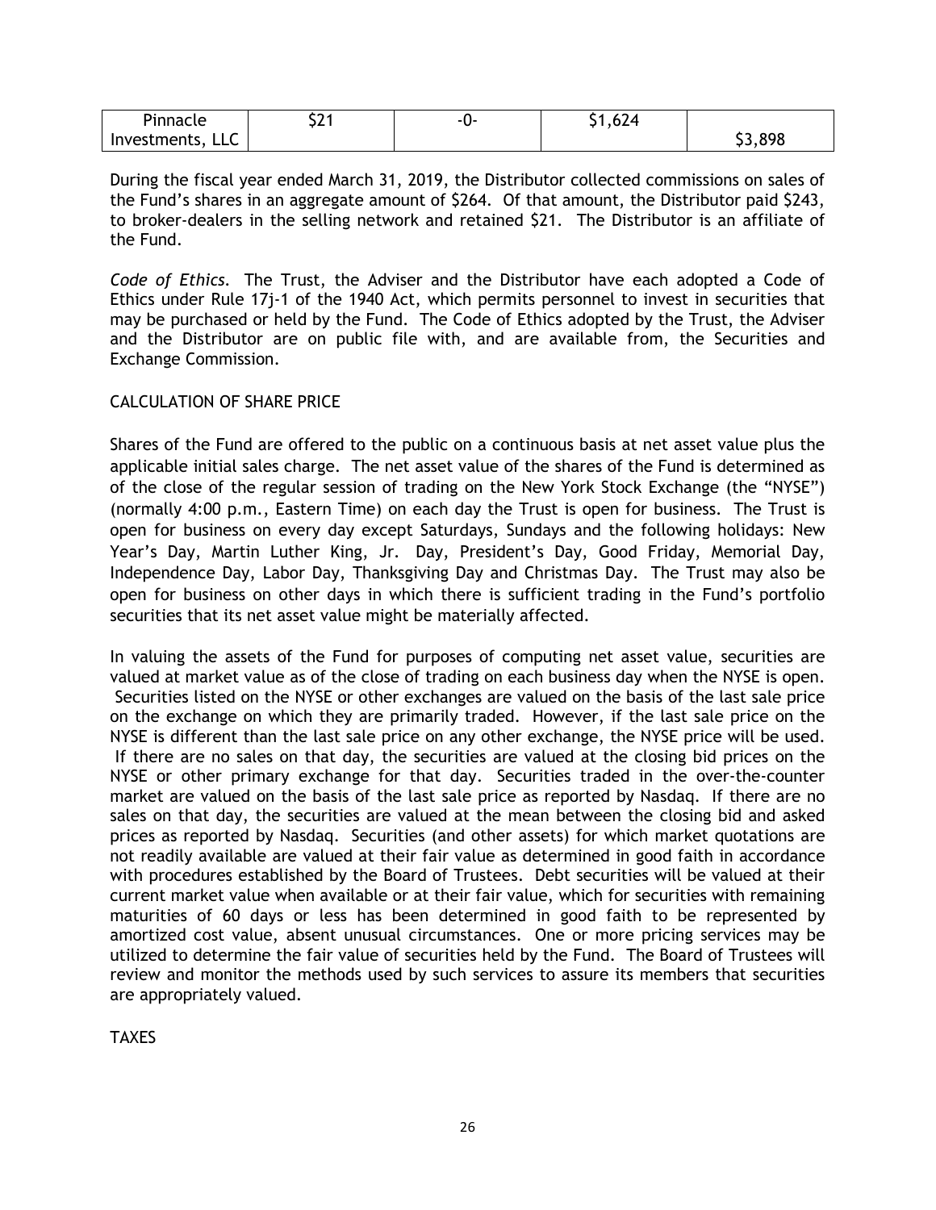| Pinnacle Investments, LLC | $21 | -0- | $1,624 | $3,898 |
|---|---|---|---|---|

During the fiscal year ended March 31, 2019, the Distributor collected commissions on sales of the Fund's shares in an aggregate amount of $264. Of that amount, the Distributor paid $243, to broker-dealers in the selling network and retained $21. The Distributor is an affiliate of the Fund.

*Code of Ethics.* The Trust, the Adviser and the Distributor have each adopted a Code of Ethics under Rule 17j-1 of the 1940 Act, which permits personnel to invest in securities that may be purchased or held by the Fund. The Code of Ethics adopted by the Trust, the Adviser and the Distributor are on public file with, and are available from, the Securities and Exchange Commission.

CALCULATION OF SHARE PRICE

Shares of the Fund are offered to the public on a continuous basis at net asset value plus the applicable initial sales charge. The net asset value of the shares of the Fund is determined as of the close of the regular session of trading on the New York Stock Exchange (the "NYSE") (normally 4:00 p.m., Eastern Time) on each day the Trust is open for business. The Trust is open for business on every day except Saturdays, Sundays and the following holidays: New Year's Day, Martin Luther King, Jr. Day, President's Day, Good Friday, Memorial Day, Independence Day, Labor Day, Thanksgiving Day and Christmas Day. The Trust may also be open for business on other days in which there is sufficient trading in the Fund's portfolio securities that its net asset value might be materially affected.

In valuing the assets of the Fund for purposes of computing net asset value, securities are valued at market value as of the close of trading on each business day when the NYSE is open. Securities listed on the NYSE or other exchanges are valued on the basis of the last sale price on the exchange on which they are primarily traded. However, if the last sale price on the NYSE is different than the last sale price on any other exchange, the NYSE price will be used. If there are no sales on that day, the securities are valued at the closing bid prices on the NYSE or other primary exchange for that day. Securities traded in the over-the-counter market are valued on the basis of the last sale price as reported by Nasdaq. If there are no sales on that day, the securities are valued at the mean between the closing bid and asked prices as reported by Nasdaq. Securities (and other assets) for which market quotations are not readily available are valued at their fair value as determined in good faith in accordance with procedures established by the Board of Trustees. Debt securities will be valued at their current market value when available or at their fair value, which for securities with remaining maturities of 60 days or less has been determined in good faith to be represented by amortized cost value, absent unusual circumstances. One or more pricing services may be utilized to determine the fair value of securities held by the Fund. The Board of Trustees will review and monitor the methods used by such services to assure its members that securities are appropriately valued.

TAXES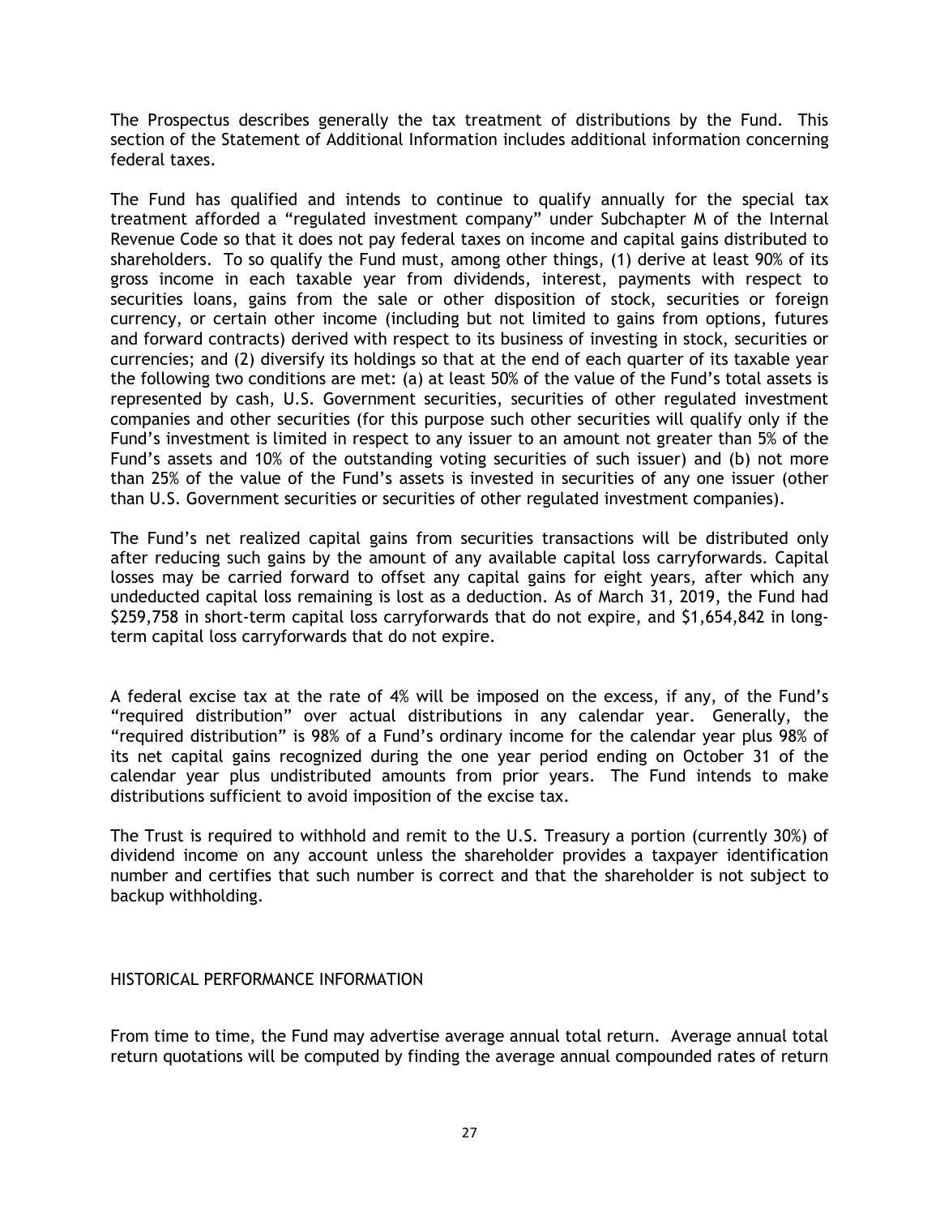The Prospectus describes generally the tax treatment of distributions by the Fund. This section of the Statement of Additional Information includes additional information concerning federal taxes.

The Fund has qualified and intends to continue to qualify annually for the special tax treatment afforded a "regulated investment company" under Subchapter M of the Internal Revenue Code so that it does not pay federal taxes on income and capital gains distributed to shareholders. To so qualify the Fund must, among other things, (1) derive at least 90% of its gross income in each taxable year from dividends, interest, payments with respect to securities loans, gains from the sale or other disposition of stock, securities or foreign currency, or certain other income (including but not limited to gains from options, futures and forward contracts) derived with respect to its business of investing in stock, securities or currencies; and (2) diversify its holdings so that at the end of each quarter of its taxable year the following two conditions are met: (a) at least 50% of the value of the Fund's total assets is represented by cash, U.S. Government securities, securities of other regulated investment companies and other securities (for this purpose such other securities will qualify only if the Fund's investment is limited in respect to any issuer to an amount not greater than 5% of the Fund's assets and 10% of the outstanding voting securities of such issuer) and (b) not more than 25% of the value of the Fund's assets is invested in securities of any one issuer (other than U.S. Government securities or securities of other regulated investment companies).

The Fund's net realized capital gains from securities transactions will be distributed only after reducing such gains by the amount of any available capital loss carryforwards. Capital losses may be carried forward to offset any capital gains for eight years, after which any undeducted capital loss remaining is lost as a deduction. As of March 31, 2019, the Fund had $259,758 in short-term capital loss carryforwards that do not expire, and $1,654,842 in long-term capital loss carryforwards that do not expire.

A federal excise tax at the rate of 4% will be imposed on the excess, if any, of the Fund's "required distribution" over actual distributions in any calendar year. Generally, the "required distribution" is 98% of a Fund's ordinary income for the calendar year plus 98% of its net capital gains recognized during the one year period ending on October 31 of the calendar year plus undistributed amounts from prior years. The Fund intends to make distributions sufficient to avoid imposition of the excise tax.

The Trust is required to withhold and remit to the U.S. Treasury a portion (currently 30%) of dividend income on any account unless the shareholder provides a taxpayer identification number and certifies that such number is correct and that the shareholder is not subject to backup withholding.

## HISTORICAL PERFORMANCE INFORMATION

From time to time, the Fund may advertise average annual total return. Average annual total return quotations will be computed by finding the average annual compounded rates of return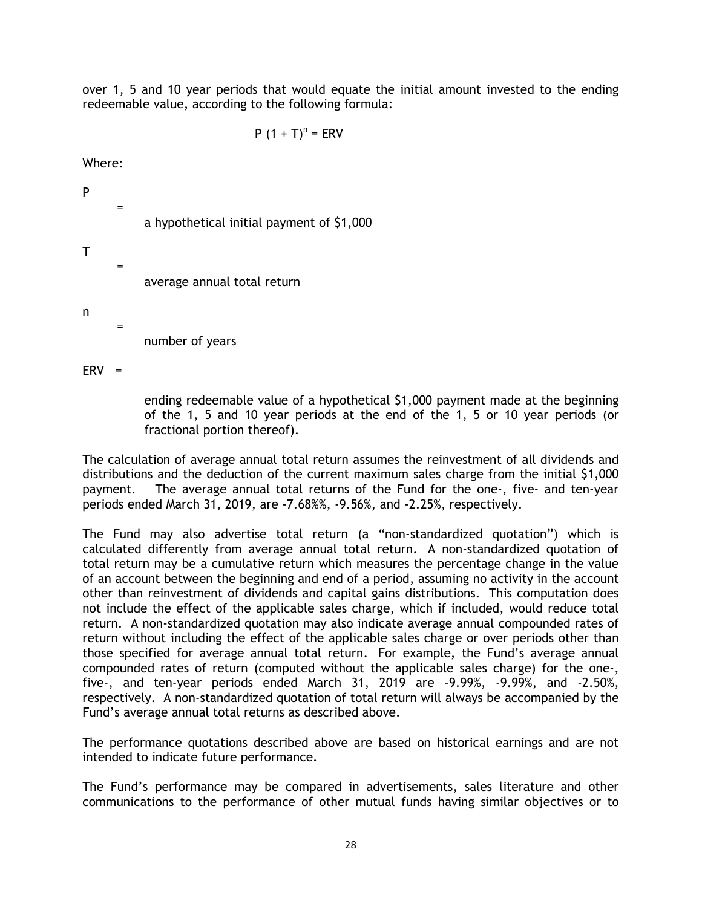over 1, 5 and 10 year periods that would equate the initial amount invested to the ending redeemable value, according to the following formula:

$$P(1 + T)^n = ERV$$

Where:

P = a hypothetical initial payment of $1,000

T = average annual total return

n = number of years

ERV = ending redeemable value of a hypothetical $1,000 payment made at the beginning of the 1, 5 and 10 year periods at the end of the 1, 5 or 10 year periods (or fractional portion thereof).

The calculation of average annual total return assumes the reinvestment of all dividends and distributions and the deduction of the current maximum sales charge from the initial $1,000 payment. The average annual total returns of the Fund for the one-, five- and ten-year periods ended March 31, 2019, are -7.68%%, -9.56%, and -2.25%, respectively.

The Fund may also advertise total return (a "non-standardized quotation") which is calculated differently from average annual total return. A non-standardized quotation of total return may be a cumulative return which measures the percentage change in the value of an account between the beginning and end of a period, assuming no activity in the account other than reinvestment of dividends and capital gains distributions. This computation does not include the effect of the applicable sales charge, which if included, would reduce total return. A non-standardized quotation may also indicate average annual compounded rates of return without including the effect of the applicable sales charge or over periods other than those specified for average annual total return. For example, the Fund's average annual compounded rates of return (computed without the applicable sales charge) for the one-, five-, and ten-year periods ended March 31, 2019 are -9.99%, -9.99%, and -2.50%, respectively. A non-standardized quotation of total return will always be accompanied by the Fund's average annual total returns as described above.

The performance quotations described above are based on historical earnings and are not intended to indicate future performance.

The Fund's performance may be compared in advertisements, sales literature and other communications to the performance of other mutual funds having similar objectives or to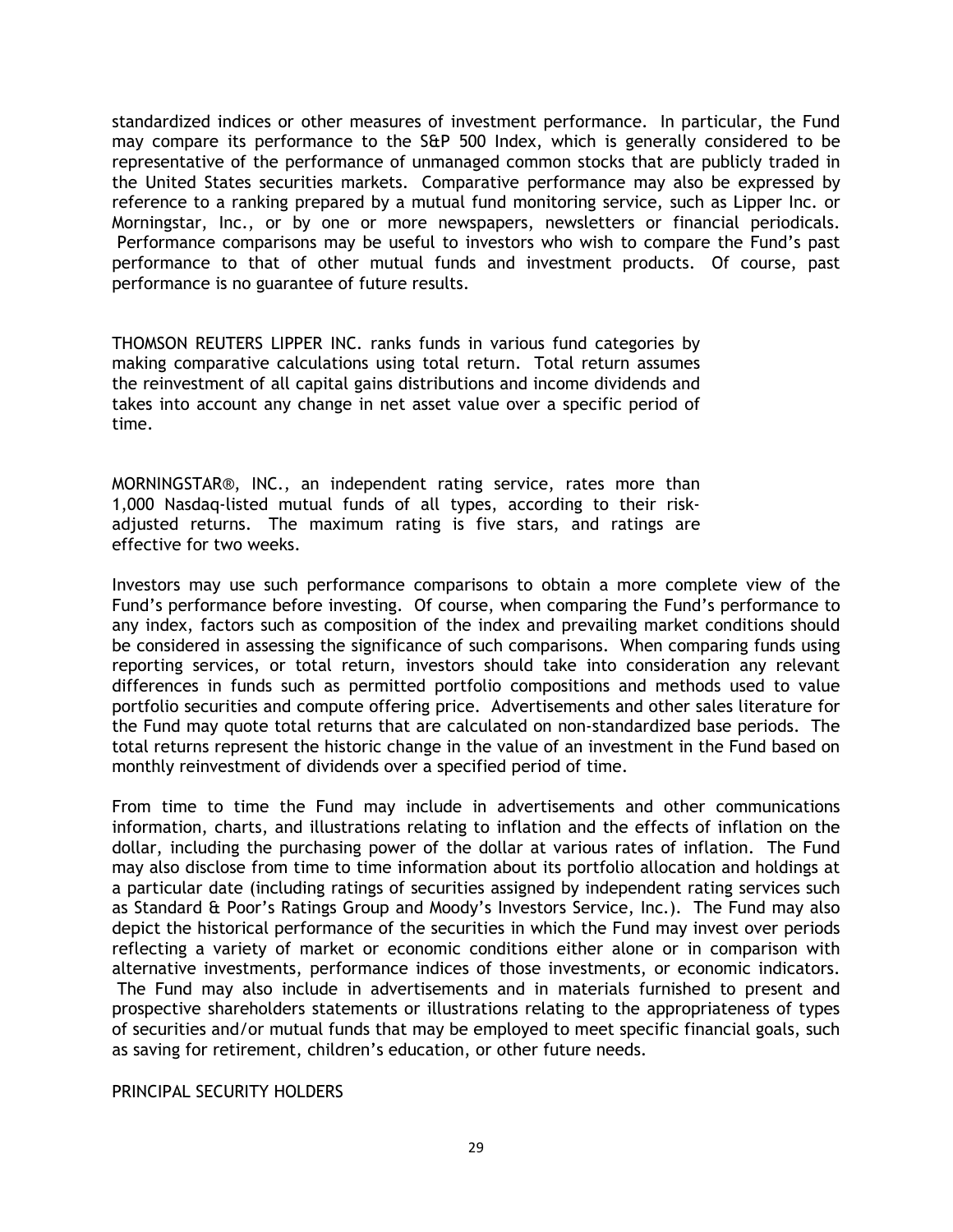standardized indices or other measures of investment performance. In particular, the Fund may compare its performance to the S&P 500 Index, which is generally considered to be representative of the performance of unmanaged common stocks that are publicly traded in the United States securities markets. Comparative performance may also be expressed by reference to a ranking prepared by a mutual fund monitoring service, such as Lipper Inc. or Morningstar, Inc., or by one or more newspapers, newsletters or financial periodicals. Performance comparisons may be useful to investors who wish to compare the Fund's past performance to that of other mutual funds and investment products. Of course, past performance is no guarantee of future results.

THOMSON REUTERS LIPPER INC. ranks funds in various fund categories by making comparative calculations using total return. Total return assumes the reinvestment of all capital gains distributions and income dividends and takes into account any change in net asset value over a specific period of time.

MORNINGSTAR®, INC., an independent rating service, rates more than 1,000 Nasdaq-listed mutual funds of all types, according to their risk-adjusted returns. The maximum rating is five stars, and ratings are effective for two weeks.

Investors may use such performance comparisons to obtain a more complete view of the Fund's performance before investing. Of course, when comparing the Fund's performance to any index, factors such as composition of the index and prevailing market conditions should be considered in assessing the significance of such comparisons. When comparing funds using reporting services, or total return, investors should take into consideration any relevant differences in funds such as permitted portfolio compositions and methods used to value portfolio securities and compute offering price. Advertisements and other sales literature for the Fund may quote total returns that are calculated on non-standardized base periods. The total returns represent the historic change in the value of an investment in the Fund based on monthly reinvestment of dividends over a specified period of time.

From time to time the Fund may include in advertisements and other communications information, charts, and illustrations relating to inflation and the effects of inflation on the dollar, including the purchasing power of the dollar at various rates of inflation. The Fund may also disclose from time to time information about its portfolio allocation and holdings at a particular date (including ratings of securities assigned by independent rating services such as Standard & Poor's Ratings Group and Moody's Investors Service, Inc.). The Fund may also depict the historical performance of the securities in which the Fund may invest over periods reflecting a variety of market or economic conditions either alone or in comparison with alternative investments, performance indices of those investments, or economic indicators. The Fund may also include in advertisements and in materials furnished to present and prospective shareholders statements or illustrations relating to the appropriateness of types of securities and/or mutual funds that may be employed to meet specific financial goals, such as saving for retirement, children's education, or other future needs.

## PRINCIPAL SECURITY HOLDERS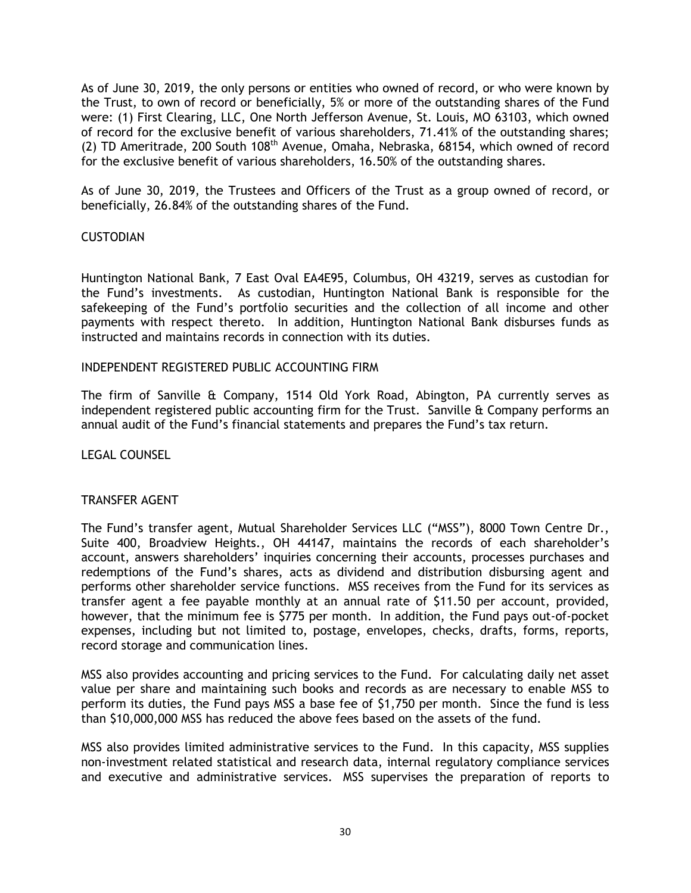As of June 30, 2019, the only persons or entities who owned of record, or who were known by the Trust, to own of record or beneficially, 5% or more of the outstanding shares of the Fund were: (1) First Clearing, LLC, One North Jefferson Avenue, St. Louis, MO 63103, which owned of record for the exclusive benefit of various shareholders, 71.41% of the outstanding shares; (2) TD Ameritrade, 200 South 108th Avenue, Omaha, Nebraska, 68154, which owned of record for the exclusive benefit of various shareholders, 16.50% of the outstanding shares.

As of June 30, 2019, the Trustees and Officers of the Trust as a group owned of record, or beneficially, 26.84% of the outstanding shares of the Fund.

## CUSTODIAN

Huntington National Bank, 7 East Oval EA4E95, Columbus, OH 43219, serves as custodian for the Fund's investments. As custodian, Huntington National Bank is responsible for the safekeeping of the Fund's portfolio securities and the collection of all income and other payments with respect thereto. In addition, Huntington National Bank disburses funds as instructed and maintains records in connection with its duties.

## INDEPENDENT REGISTERED PUBLIC ACCOUNTING FIRM

The firm of Sanville & Company, 1514 Old York Road, Abington, PA currently serves as independent registered public accounting firm for the Trust. Sanville & Company performs an annual audit of the Fund's financial statements and prepares the Fund's tax return.

## LEGAL COUNSEL

## TRANSFER AGENT

The Fund's transfer agent, Mutual Shareholder Services LLC ("MSS"), 8000 Town Centre Dr., Suite 400, Broadview Heights., OH 44147, maintains the records of each shareholder's account, answers shareholders' inquiries concerning their accounts, processes purchases and redemptions of the Fund's shares, acts as dividend and distribution disbursing agent and performs other shareholder service functions. MSS receives from the Fund for its services as transfer agent a fee payable monthly at an annual rate of $11.50 per account, provided, however, that the minimum fee is $775 per month. In addition, the Fund pays out-of-pocket expenses, including but not limited to, postage, envelopes, checks, drafts, forms, reports, record storage and communication lines.

MSS also provides accounting and pricing services to the Fund. For calculating daily net asset value per share and maintaining such books and records as are necessary to enable MSS to perform its duties, the Fund pays MSS a base fee of $1,750 per month. Since the fund is less than $10,000,000 MSS has reduced the above fees based on the assets of the fund.

MSS also provides limited administrative services to the Fund. In this capacity, MSS supplies non-investment related statistical and research data, internal regulatory compliance services and executive and administrative services. MSS supervises the preparation of reports to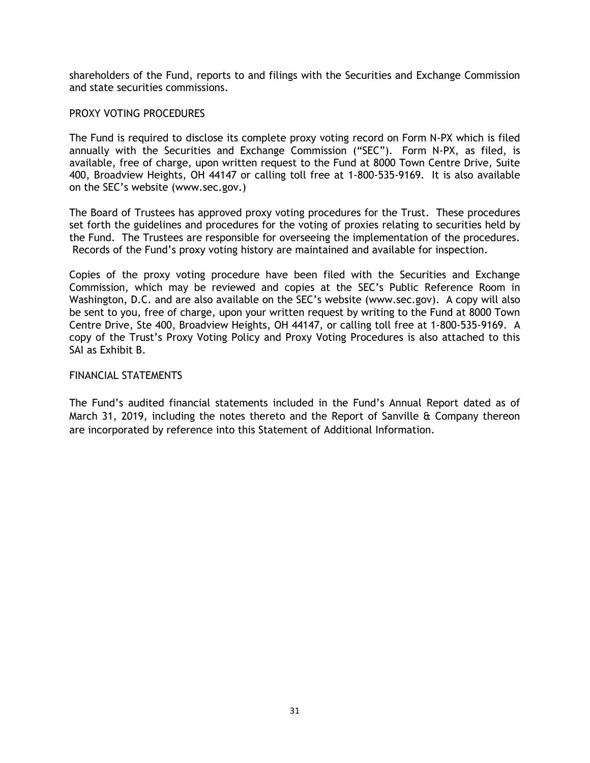shareholders of the Fund, reports to and filings with the Securities and Exchange Commission and state securities commissions.

## PROXY VOTING PROCEDURES

The Fund is required to disclose its complete proxy voting record on Form N-PX which is filed annually with the Securities and Exchange Commission ("SEC"). Form N-PX, as filed, is available, free of charge, upon written request to the Fund at 8000 Town Centre Drive, Suite 400, Broadview Heights, OH 44147 or calling toll free at 1-800-535-9169. It is also available on the SEC's website (www.sec.gov.)

The Board of Trustees has approved proxy voting procedures for the Trust. These procedures set forth the guidelines and procedures for the voting of proxies relating to securities held by the Fund. The Trustees are responsible for overseeing the implementation of the procedures. Records of the Fund's proxy voting history are maintained and available for inspection.

Copies of the proxy voting procedure have been filed with the Securities and Exchange Commission, which may be reviewed and copies at the SEC's Public Reference Room in Washington, D.C. and are also available on the SEC's website (www.sec.gov). A copy will also be sent to you, free of charge, upon your written request by writing to the Fund at 8000 Town Centre Drive, Ste 400, Broadview Heights, OH 44147, or calling toll free at 1-800-535-9169. A copy of the Trust's Proxy Voting Policy and Proxy Voting Procedures is also attached to this SAI as Exhibit B.

## FINANCIAL STATEMENTS

The Fund's audited financial statements included in the Fund's Annual Report dated as of March 31, 2019, including the notes thereto and the Report of Sanville & Company thereon are incorporated by reference into this Statement of Additional Information.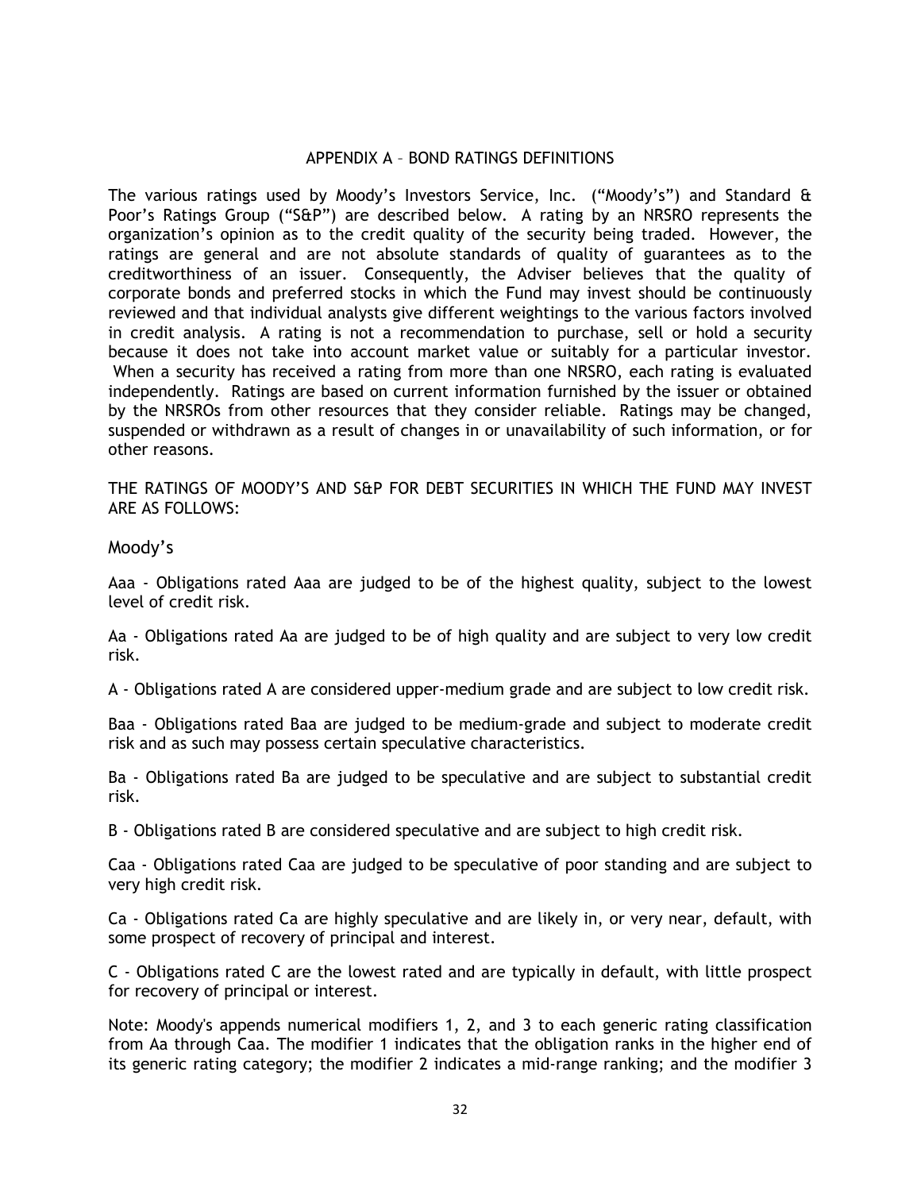## APPENDIX A – BOND RATINGS DEFINITIONS

The various ratings used by Moody's Investors Service, Inc. ("Moody's") and Standard & Poor's Ratings Group ("S&P") are described below. A rating by an NRSRO represents the organization's opinion as to the credit quality of the security being traded. However, the ratings are general and are not absolute standards of quality of guarantees as to the creditworthiness of an issuer. Consequently, the Adviser believes that the quality of corporate bonds and preferred stocks in which the Fund may invest should be continuously reviewed and that individual analysts give different weightings to the various factors involved in credit analysis. A rating is not a recommendation to purchase, sell or hold a security because it does not take into account market value or suitably for a particular investor. When a security has received a rating from more than one NRSRO, each rating is evaluated independently. Ratings are based on current information furnished by the issuer or obtained by the NRSROs from other resources that they consider reliable. Ratings may be changed, suspended or withdrawn as a result of changes in or unavailability of such information, or for other reasons.

THE RATINGS OF MOODY'S AND S&P FOR DEBT SECURITIES IN WHICH THE FUND MAY INVEST ARE AS FOLLOWS:

### Moody's

Aaa - Obligations rated Aaa are judged to be of the highest quality, subject to the lowest level of credit risk.

Aa - Obligations rated Aa are judged to be of high quality and are subject to very low credit risk.

A - Obligations rated A are considered upper-medium grade and are subject to low credit risk.

Baa - Obligations rated Baa are judged to be medium-grade and subject to moderate credit risk and as such may possess certain speculative characteristics.

Ba - Obligations rated Ba are judged to be speculative and are subject to substantial credit risk.

B - Obligations rated B are considered speculative and are subject to high credit risk.

Caa - Obligations rated Caa are judged to be speculative of poor standing and are subject to very high credit risk.

Ca - Obligations rated Ca are highly speculative and are likely in, or very near, default, with some prospect of recovery of principal and interest.

C - Obligations rated C are the lowest rated and are typically in default, with little prospect for recovery of principal or interest.

Note: Moody's appends numerical modifiers 1, 2, and 3 to each generic rating classification from Aa through Caa. The modifier 1 indicates that the obligation ranks in the higher end of its generic rating category; the modifier 2 indicates a mid-range ranking; and the modifier 3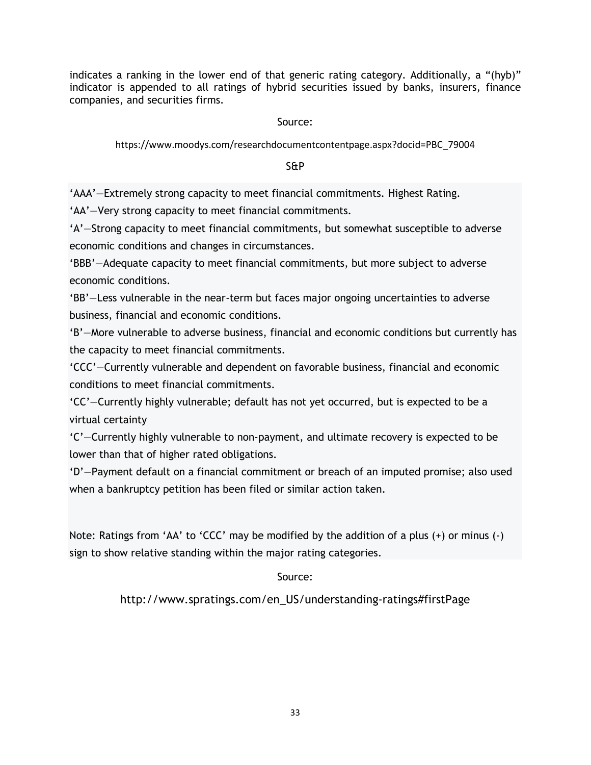indicates a ranking in the lower end of that generic rating category. Additionally, a "(hyb)" indicator is appended to all ratings of hybrid securities issued by banks, insurers, finance companies, and securities firms.

Source:

https://www.moodys.com/researchdocumentcontentpage.aspx?docid=PBC_79004

S&P

'AAA'—Extremely strong capacity to meet financial commitments. Highest Rating.

'AA'—Very strong capacity to meet financial commitments.

'A'—Strong capacity to meet financial commitments, but somewhat susceptible to adverse economic conditions and changes in circumstances.

'BBB'—Adequate capacity to meet financial commitments, but more subject to adverse economic conditions.

'BB'—Less vulnerable in the near-term but faces major ongoing uncertainties to adverse business, financial and economic conditions.

'B'—More vulnerable to adverse business, financial and economic conditions but currently has the capacity to meet financial commitments.

'CCC'—Currently vulnerable and dependent on favorable business, financial and economic conditions to meet financial commitments.

'CC'—Currently highly vulnerable; default has not yet occurred, but is expected to be a virtual certainty

'C'—Currently highly vulnerable to non-payment, and ultimate recovery is expected to be lower than that of higher rated obligations.

'D'—Payment default on a financial commitment or breach of an imputed promise; also used when a bankruptcy petition has been filed or similar action taken.

Note: Ratings from 'AA' to 'CCC' may be modified by the addition of a plus (+) or minus (-) sign to show relative standing within the major rating categories.

Source:

http://www.spratings.com/en_US/understanding-ratings#firstPage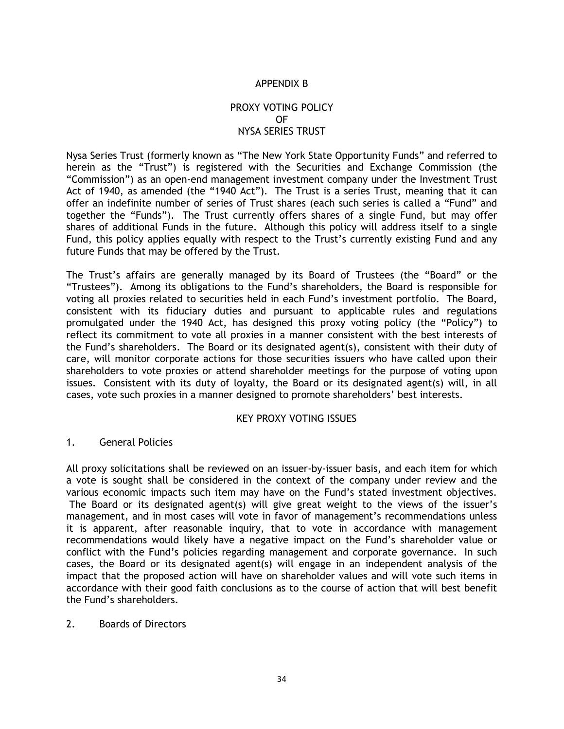# APPENDIX B

## PROXY VOTING POLICY OF NYSA SERIES TRUST

Nysa Series Trust (formerly known as "The New York State Opportunity Funds" and referred to herein as the "Trust") is registered with the Securities and Exchange Commission (the "Commission") as an open-end management investment company under the Investment Trust Act of 1940, as amended (the "1940 Act"). The Trust is a series Trust, meaning that it can offer an indefinite number of series of Trust shares (each such series is called a "Fund" and together the "Funds"). The Trust currently offers shares of a single Fund, but may offer shares of additional Funds in the future. Although this policy will address itself to a single Fund, this policy applies equally with respect to the Trust's currently existing Fund and any future Funds that may be offered by the Trust.

The Trust's affairs are generally managed by its Board of Trustees (the "Board" or the "Trustees"). Among its obligations to the Fund's shareholders, the Board is responsible for voting all proxies related to securities held in each Fund's investment portfolio. The Board, consistent with its fiduciary duties and pursuant to applicable rules and regulations promulgated under the 1940 Act, has designed this proxy voting policy (the "Policy") to reflect its commitment to vote all proxies in a manner consistent with the best interests of the Fund's shareholders. The Board or its designated agent(s), consistent with their duty of care, will monitor corporate actions for those securities issuers who have called upon their shareholders to vote proxies or attend shareholder meetings for the purpose of voting upon issues. Consistent with its duty of loyalty, the Board or its designated agent(s) will, in all cases, vote such proxies in a manner designed to promote shareholders' best interests.

### KEY PROXY VOTING ISSUES

1. General Policies

All proxy solicitations shall be reviewed on an issuer-by-issuer basis, and each item for which a vote is sought shall be considered in the context of the company under review and the various economic impacts such item may have on the Fund's stated investment objectives. The Board or its designated agent(s) will give great weight to the views of the issuer's management, and in most cases will vote in favor of management's recommendations unless it is apparent, after reasonable inquiry, that to vote in accordance with management recommendations would likely have a negative impact on the Fund's shareholder value or conflict with the Fund's policies regarding management and corporate governance. In such cases, the Board or its designated agent(s) will engage in an independent analysis of the impact that the proposed action will have on shareholder values and will vote such items in accordance with their good faith conclusions as to the course of action that will best benefit the Fund's shareholders.

2. Boards of Directors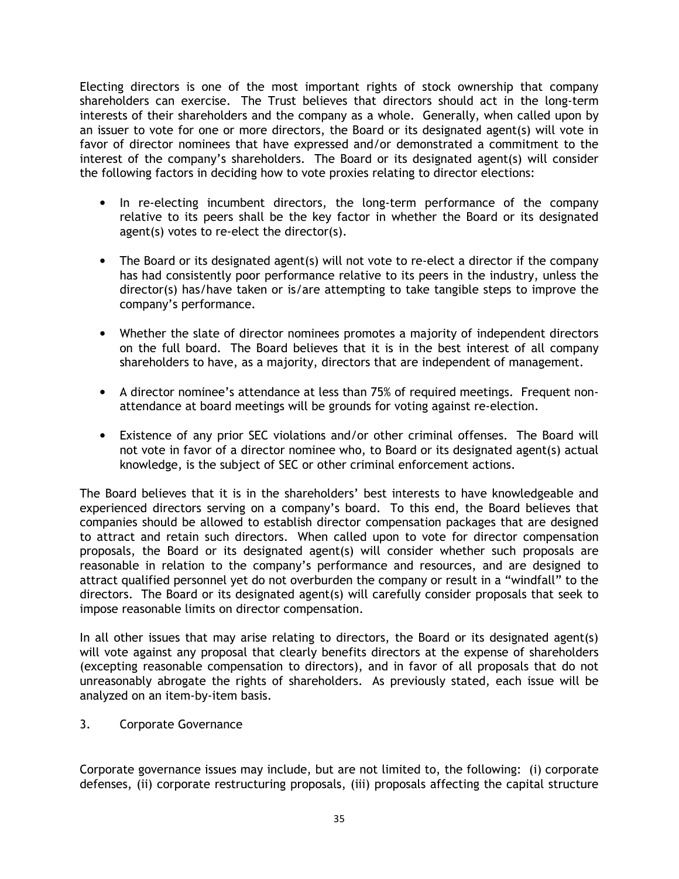Electing directors is one of the most important rights of stock ownership that company shareholders can exercise. The Trust believes that directors should act in the long-term interests of their shareholders and the company as a whole. Generally, when called upon by an issuer to vote for one or more directors, the Board or its designated agent(s) will vote in favor of director nominees that have expressed and/or demonstrated a commitment to the interest of the company's shareholders. The Board or its designated agent(s) will consider the following factors in deciding how to vote proxies relating to director elections:

- In re-electing incumbent directors, the long-term performance of the company relative to its peers shall be the key factor in whether the Board or its designated agent(s) votes to re-elect the director(s).

- The Board or its designated agent(s) will not vote to re-elect a director if the company has had consistently poor performance relative to its peers in the industry, unless the director(s) has/have taken or is/are attempting to take tangible steps to improve the company's performance.

- Whether the slate of director nominees promotes a majority of independent directors on the full board. The Board believes that it is in the best interest of all company shareholders to have, as a majority, directors that are independent of management.

- A director nominee's attendance at less than 75% of required meetings. Frequent non-attendance at board meetings will be grounds for voting against re-election.

- Existence of any prior SEC violations and/or other criminal offenses. The Board will not vote in favor of a director nominee who, to Board or its designated agent(s) actual knowledge, is the subject of SEC or other criminal enforcement actions.

The Board believes that it is in the shareholders' best interests to have knowledgeable and experienced directors serving on a company's board. To this end, the Board believes that companies should be allowed to establish director compensation packages that are designed to attract and retain such directors. When called upon to vote for director compensation proposals, the Board or its designated agent(s) will consider whether such proposals are reasonable in relation to the company's performance and resources, and are designed to attract qualified personnel yet do not overburden the company or result in a "windfall" to the directors. The Board or its designated agent(s) will carefully consider proposals that seek to impose reasonable limits on director compensation.

In all other issues that may arise relating to directors, the Board or its designated agent(s) will vote against any proposal that clearly benefits directors at the expense of shareholders (excepting reasonable compensation to directors), and in favor of all proposals that do not unreasonably abrogate the rights of shareholders. As previously stated, each issue will be analyzed on an item-by-item basis.

3. Corporate Governance

Corporate governance issues may include, but are not limited to, the following: (i) corporate defenses, (ii) corporate restructuring proposals, (iii) proposals affecting the capital structure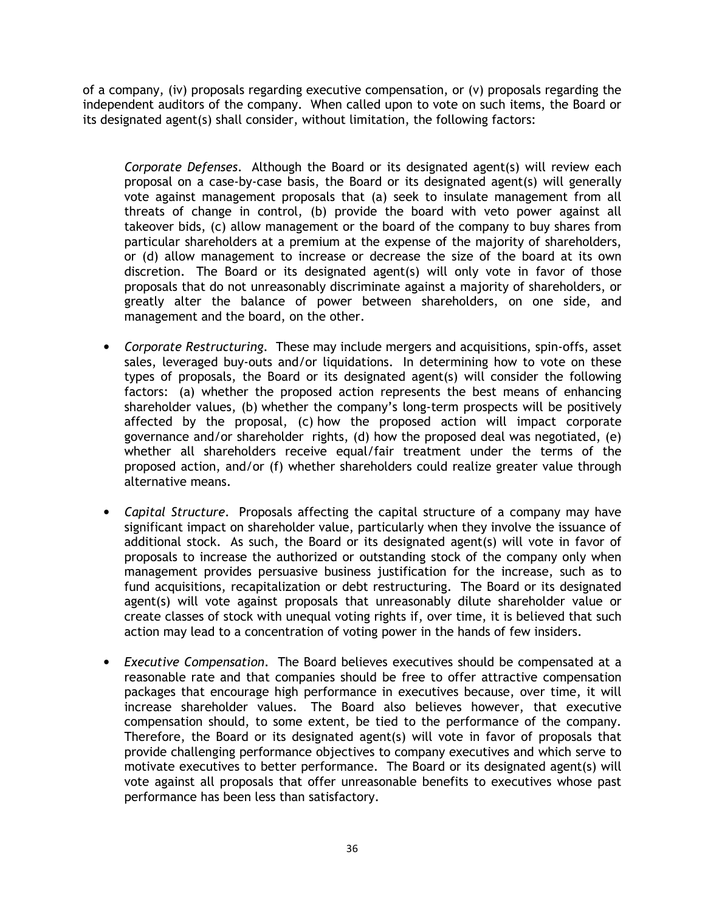of a company, (iv) proposals regarding executive compensation, or (v) proposals regarding the independent auditors of the company. When called upon to vote on such items, the Board or its designated agent(s) shall consider, without limitation, the following factors:

*Corporate Defenses*. Although the Board or its designated agent(s) will review each proposal on a case-by-case basis, the Board or its designated agent(s) will generally vote against management proposals that (a) seek to insulate management from all threats of change in control, (b) provide the board with veto power against all takeover bids, (c) allow management or the board of the company to buy shares from particular shareholders at a premium at the expense of the majority of shareholders, or (d) allow management to increase or decrease the size of the board at its own discretion. The Board or its designated agent(s) will only vote in favor of those proposals that do not unreasonably discriminate against a majority of shareholders, or greatly alter the balance of power between shareholders, on one side, and management and the board, on the other.

- *Corporate Restructuring*. These may include mergers and acquisitions, spin-offs, asset sales, leveraged buy-outs and/or liquidations. In determining how to vote on these types of proposals, the Board or its designated agent(s) will consider the following factors: (a) whether the proposed action represents the best means of enhancing shareholder values, (b) whether the company's long-term prospects will be positively affected by the proposal, (c) how the proposed action will impact corporate governance and/or shareholder rights, (d) how the proposed deal was negotiated, (e) whether all shareholders receive equal/fair treatment under the terms of the proposed action, and/or (f) whether shareholders could realize greater value through alternative means.

- *Capital Structure*. Proposals affecting the capital structure of a company may have significant impact on shareholder value, particularly when they involve the issuance of additional stock. As such, the Board or its designated agent(s) will vote in favor of proposals to increase the authorized or outstanding stock of the company only when management provides persuasive business justification for the increase, such as to fund acquisitions, recapitalization or debt restructuring. The Board or its designated agent(s) will vote against proposals that unreasonably dilute shareholder value or create classes of stock with unequal voting rights if, over time, it is believed that such action may lead to a concentration of voting power in the hands of few insiders.

- *Executive Compensation*. The Board believes executives should be compensated at a reasonable rate and that companies should be free to offer attractive compensation packages that encourage high performance in executives because, over time, it will increase shareholder values. The Board also believes however, that executive compensation should, to some extent, be tied to the performance of the company. Therefore, the Board or its designated agent(s) will vote in favor of proposals that provide challenging performance objectives to company executives and which serve to motivate executives to better performance. The Board or its designated agent(s) will vote against all proposals that offer unreasonable benefits to executives whose past performance has been less than satisfactory.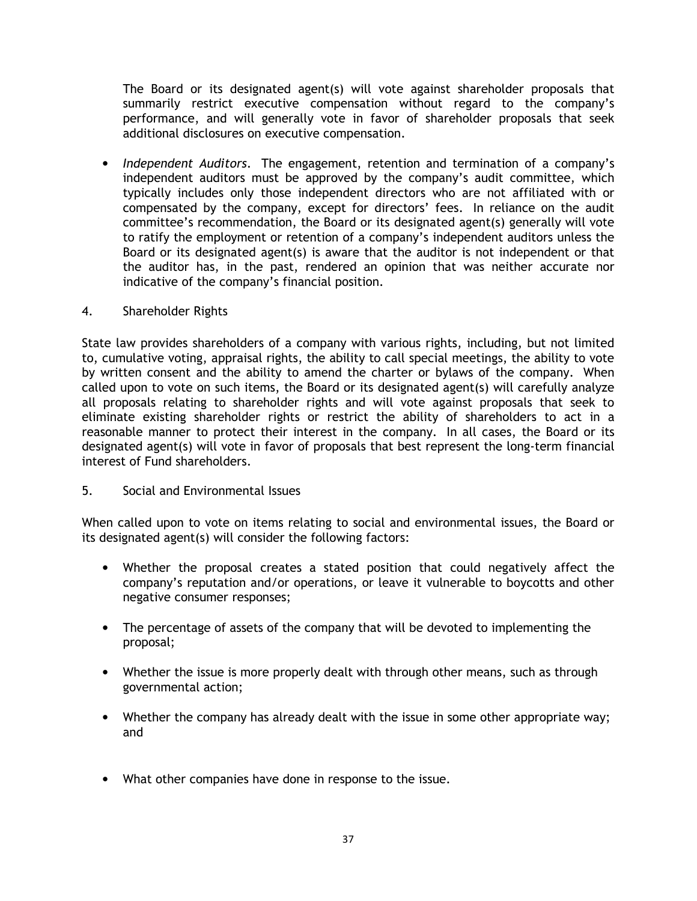The Board or its designated agent(s) will vote against shareholder proposals that summarily restrict executive compensation without regard to the company's performance, and will generally vote in favor of shareholder proposals that seek additional disclosures on executive compensation.

- *Independent Auditors*. The engagement, retention and termination of a company's independent auditors must be approved by the company's audit committee, which typically includes only those independent directors who are not affiliated with or compensated by the company, except for directors' fees. In reliance on the audit committee's recommendation, the Board or its designated agent(s) generally will vote to ratify the employment or retention of a company's independent auditors unless the Board or its designated agent(s) is aware that the auditor is not independent or that the auditor has, in the past, rendered an opinion that was neither accurate nor indicative of the company's financial position.

4. Shareholder Rights

State law provides shareholders of a company with various rights, including, but not limited to, cumulative voting, appraisal rights, the ability to call special meetings, the ability to vote by written consent and the ability to amend the charter or bylaws of the company. When called upon to vote on such items, the Board or its designated agent(s) will carefully analyze all proposals relating to shareholder rights and will vote against proposals that seek to eliminate existing shareholder rights or restrict the ability of shareholders to act in a reasonable manner to protect their interest in the company. In all cases, the Board or its designated agent(s) will vote in favor of proposals that best represent the long-term financial interest of Fund shareholders.

5. Social and Environmental Issues

When called upon to vote on items relating to social and environmental issues, the Board or its designated agent(s) will consider the following factors:

- Whether the proposal creates a stated position that could negatively affect the company's reputation and/or operations, or leave it vulnerable to boycotts and other negative consumer responses;
- The percentage of assets of the company that will be devoted to implementing the proposal;
- Whether the issue is more properly dealt with through other means, such as through governmental action;
- Whether the company has already dealt with the issue in some other appropriate way; and
- What other companies have done in response to the issue.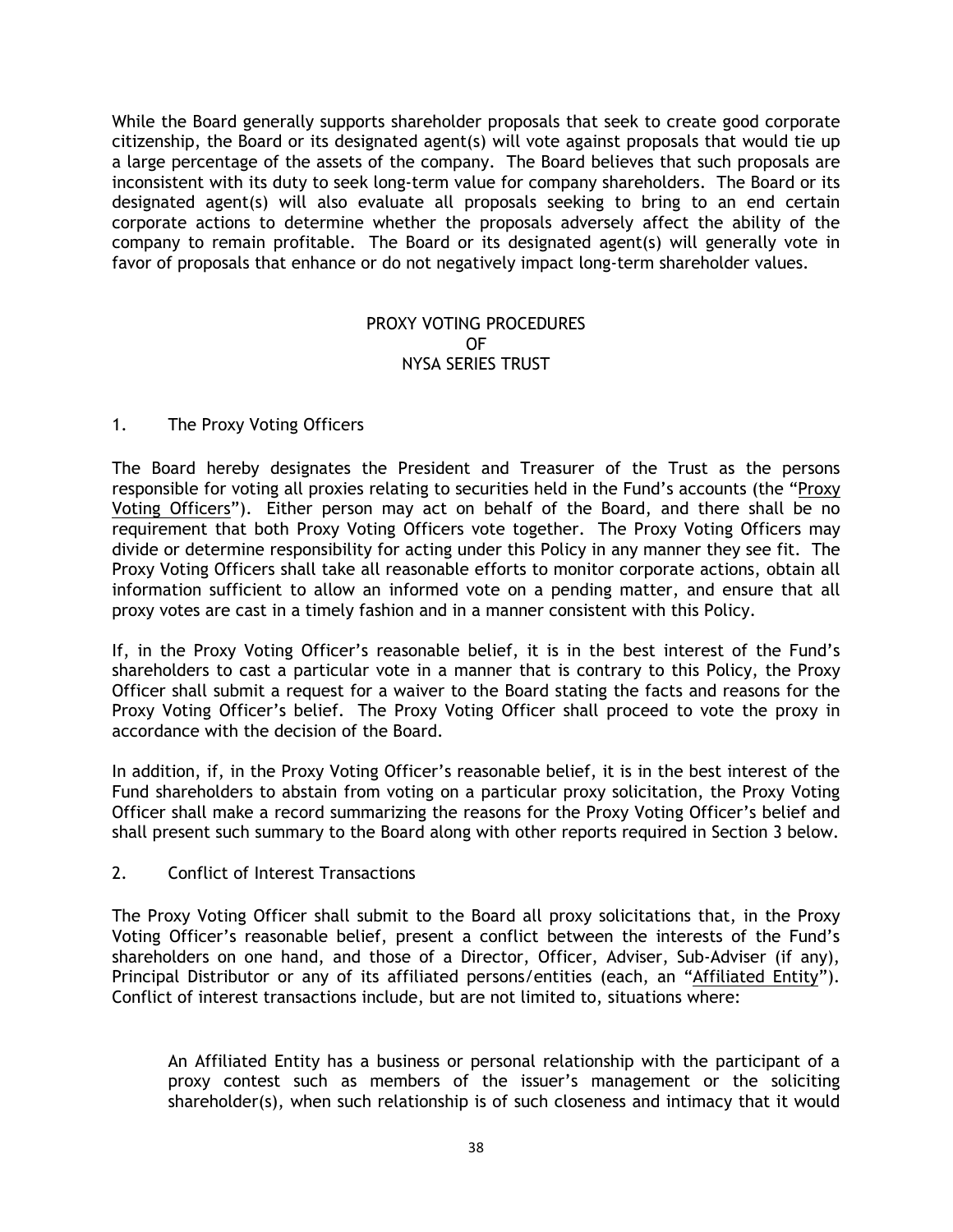While the Board generally supports shareholder proposals that seek to create good corporate citizenship, the Board or its designated agent(s) will vote against proposals that would tie up a large percentage of the assets of the company. The Board believes that such proposals are inconsistent with its duty to seek long-term value for company shareholders. The Board or its designated agent(s) will also evaluate all proposals seeking to bring to an end certain corporate actions to determine whether the proposals adversely affect the ability of the company to remain profitable. The Board or its designated agent(s) will generally vote in favor of proposals that enhance or do not negatively impact long-term shareholder values.

## PROXY VOTING PROCEDURES OF NYSA SERIES TRUST

### 1. The Proxy Voting Officers

The Board hereby designates the President and Treasurer of the Trust as the persons responsible for voting all proxies relating to securities held in the Fund's accounts (the "Proxy Voting Officers"). Either person may act on behalf of the Board, and there shall be no requirement that both Proxy Voting Officers vote together. The Proxy Voting Officers may divide or determine responsibility for acting under this Policy in any manner they see fit. The Proxy Voting Officers shall take all reasonable efforts to monitor corporate actions, obtain all information sufficient to allow an informed vote on a pending matter, and ensure that all proxy votes are cast in a timely fashion and in a manner consistent with this Policy.

If, in the Proxy Voting Officer's reasonable belief, it is in the best interest of the Fund's shareholders to cast a particular vote in a manner that is contrary to this Policy, the Proxy Officer shall submit a request for a waiver to the Board stating the facts and reasons for the Proxy Voting Officer's belief. The Proxy Voting Officer shall proceed to vote the proxy in accordance with the decision of the Board.

In addition, if, in the Proxy Voting Officer's reasonable belief, it is in the best interest of the Fund shareholders to abstain from voting on a particular proxy solicitation, the Proxy Voting Officer shall make a record summarizing the reasons for the Proxy Voting Officer's belief and shall present such summary to the Board along with other reports required in Section 3 below.

### 2. Conflict of Interest Transactions

The Proxy Voting Officer shall submit to the Board all proxy solicitations that, in the Proxy Voting Officer's reasonable belief, present a conflict between the interests of the Fund's shareholders on one hand, and those of a Director, Officer, Adviser, Sub-Adviser (if any), Principal Distributor or any of its affiliated persons/entities (each, an "Affiliated Entity"). Conflict of interest transactions include, but are not limited to, situations where:

> An Affiliated Entity has a business or personal relationship with the participant of a proxy contest such as members of the issuer's management or the soliciting shareholder(s), when such relationship is of such closeness and intimacy that it would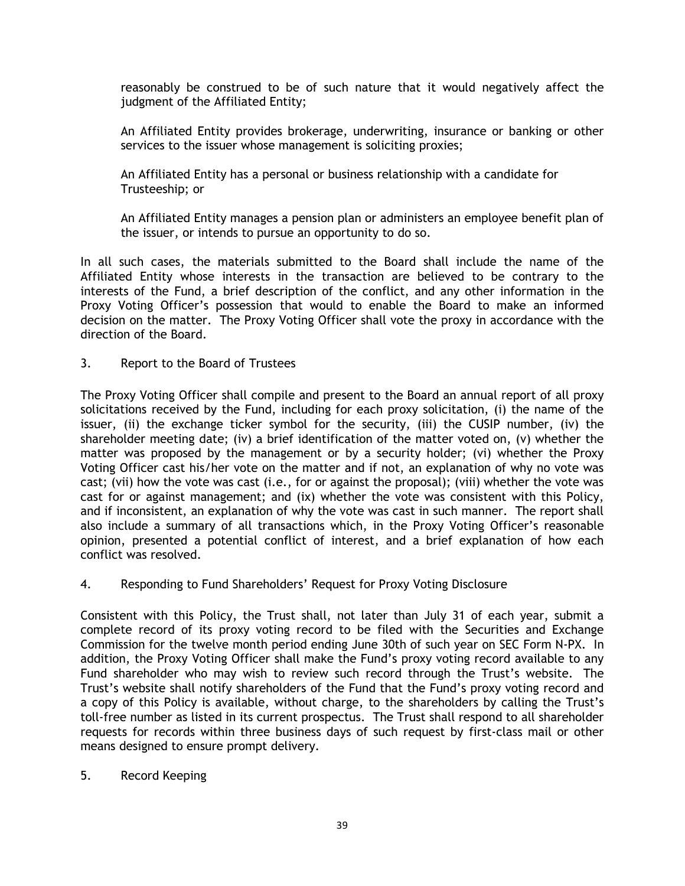reasonably be construed to be of such nature that it would negatively affect the judgment of the Affiliated Entity;

An Affiliated Entity provides brokerage, underwriting, insurance or banking or other services to the issuer whose management is soliciting proxies;

An Affiliated Entity has a personal or business relationship with a candidate for Trusteeship; or

An Affiliated Entity manages a pension plan or administers an employee benefit plan of the issuer, or intends to pursue an opportunity to do so.

In all such cases, the materials submitted to the Board shall include the name of the Affiliated Entity whose interests in the transaction are believed to be contrary to the interests of the Fund, a brief description of the conflict, and any other information in the Proxy Voting Officer's possession that would to enable the Board to make an informed decision on the matter. The Proxy Voting Officer shall vote the proxy in accordance with the direction of the Board.

3. Report to the Board of Trustees

The Proxy Voting Officer shall compile and present to the Board an annual report of all proxy solicitations received by the Fund, including for each proxy solicitation, (i) the name of the issuer, (ii) the exchange ticker symbol for the security, (iii) the CUSIP number, (iv) the shareholder meeting date; (iv) a brief identification of the matter voted on, (v) whether the matter was proposed by the management or by a security holder; (vi) whether the Proxy Voting Officer cast his/her vote on the matter and if not, an explanation of why no vote was cast; (vii) how the vote was cast (i.e., for or against the proposal); (viii) whether the vote was cast for or against management; and (ix) whether the vote was consistent with this Policy, and if inconsistent, an explanation of why the vote was cast in such manner. The report shall also include a summary of all transactions which, in the Proxy Voting Officer's reasonable opinion, presented a potential conflict of interest, and a brief explanation of how each conflict was resolved.

4. Responding to Fund Shareholders' Request for Proxy Voting Disclosure

Consistent with this Policy, the Trust shall, not later than July 31 of each year, submit a complete record of its proxy voting record to be filed with the Securities and Exchange Commission for the twelve month period ending June 30th of such year on SEC Form N-PX. In addition, the Proxy Voting Officer shall make the Fund's proxy voting record available to any Fund shareholder who may wish to review such record through the Trust's website. The Trust's website shall notify shareholders of the Fund that the Fund's proxy voting record and a copy of this Policy is available, without charge, to the shareholders by calling the Trust's toll-free number as listed in its current prospectus. The Trust shall respond to all shareholder requests for records within three business days of such request by first-class mail or other means designed to ensure prompt delivery.

5. Record Keeping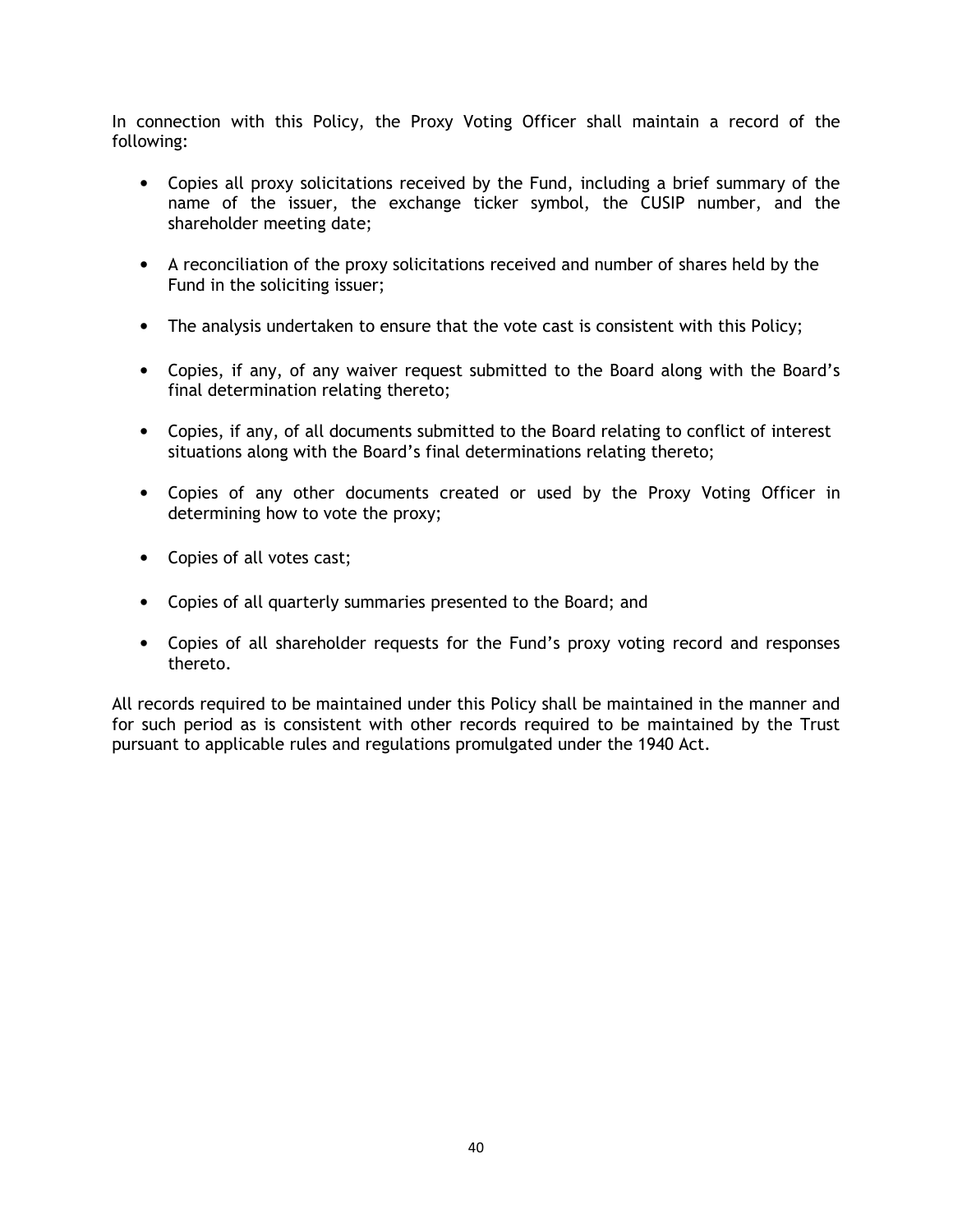In connection with this Policy, the Proxy Voting Officer shall maintain a record of the following:

- Copies all proxy solicitations received by the Fund, including a brief summary of the name of the issuer, the exchange ticker symbol, the CUSIP number, and the shareholder meeting date;
- A reconciliation of the proxy solicitations received and number of shares held by the Fund in the soliciting issuer;
- The analysis undertaken to ensure that the vote cast is consistent with this Policy;
- Copies, if any, of any waiver request submitted to the Board along with the Board's final determination relating thereto;
- Copies, if any, of all documents submitted to the Board relating to conflict of interest situations along with the Board's final determinations relating thereto;
- Copies of any other documents created or used by the Proxy Voting Officer in determining how to vote the proxy;
- Copies of all votes cast;
- Copies of all quarterly summaries presented to the Board; and
- Copies of all shareholder requests for the Fund's proxy voting record and responses thereto.

All records required to be maintained under this Policy shall be maintained in the manner and for such period as is consistent with other records required to be maintained by the Trust pursuant to applicable rules and regulations promulgated under the 1940 Act.